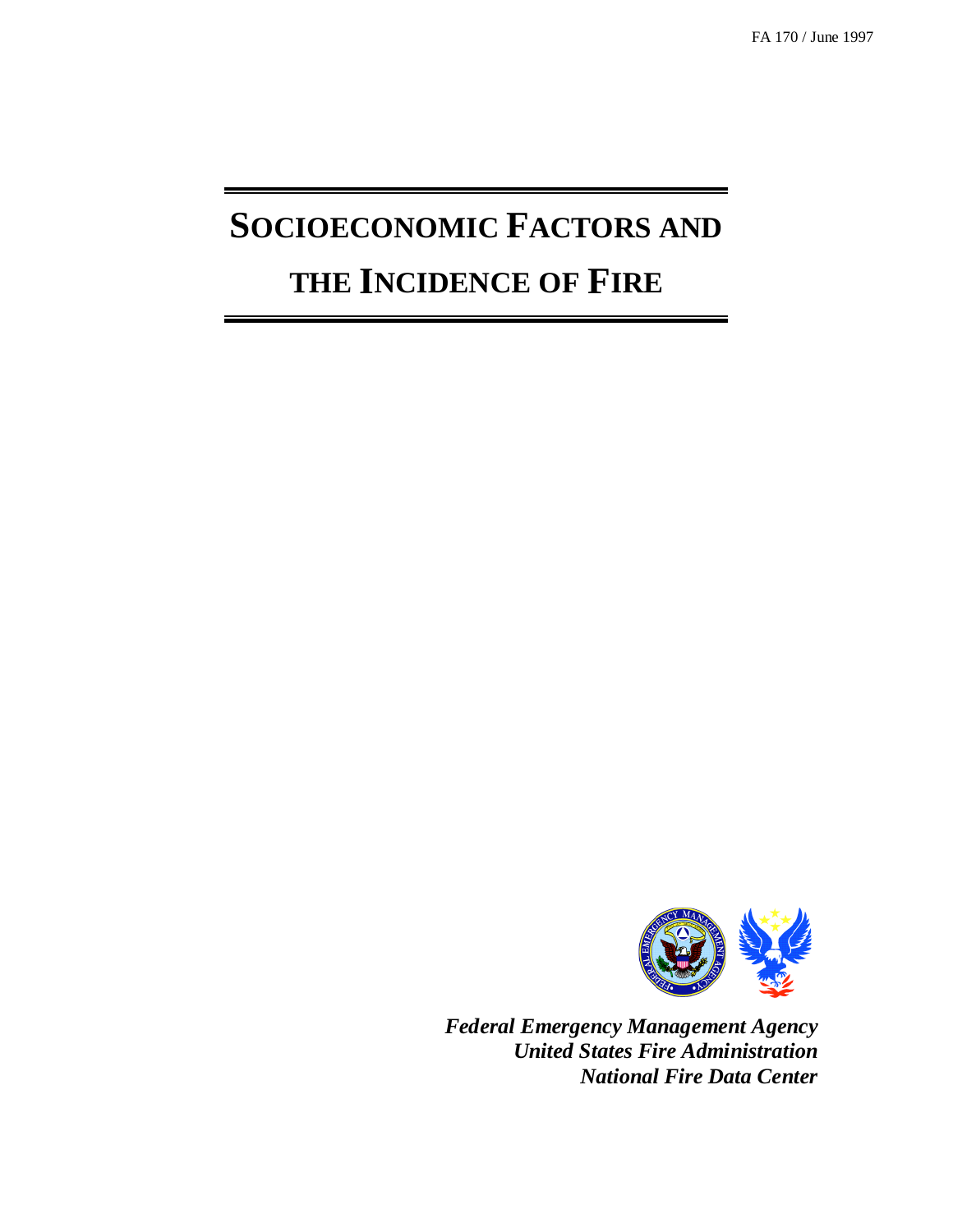FA 170 / June 1997

# SOCIOECONOMIC FACTORS AND THE INCIDENCE OF FIRE

***Federal Emergency Management Agency***
***United States Fire Administration***
***National Fire Data Center***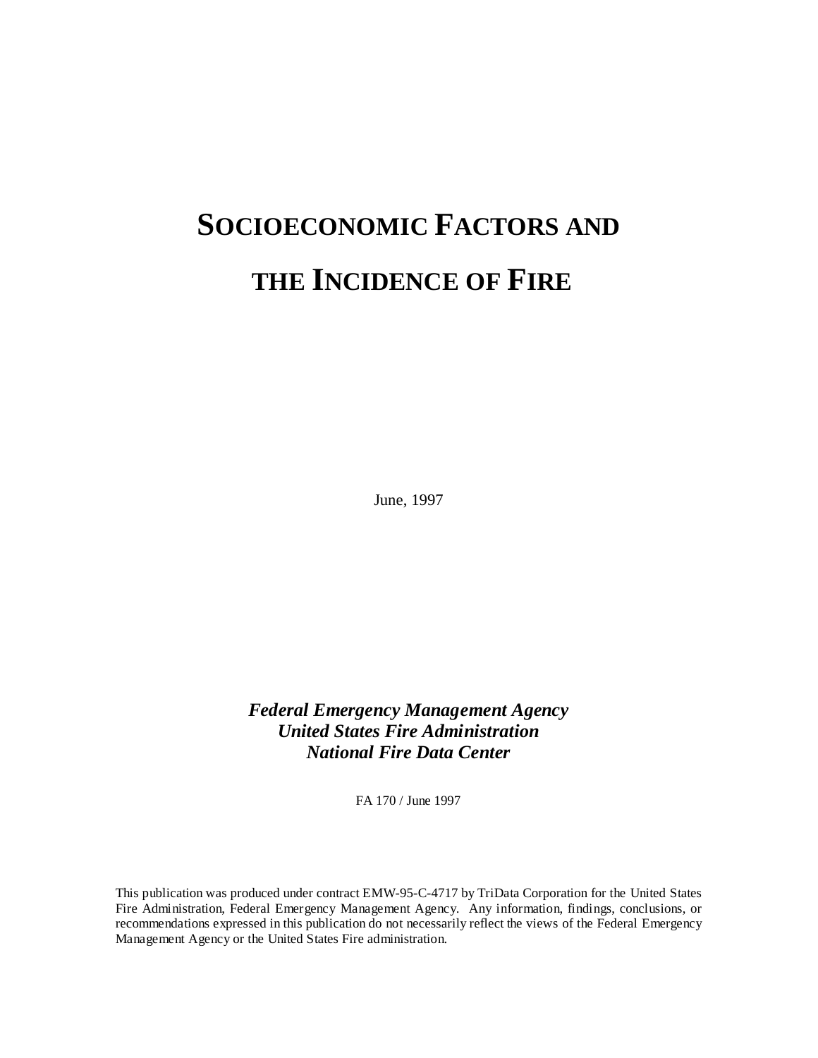# SOCIOECONOMIC FACTORS AND THE INCIDENCE OF FIRE

June, 1997

***Federal Emergency Management Agency***
***United States Fire Administration***
***National Fire Data Center***

FA 170 / June 1997

This publication was produced under contract EMW-95-C-4717 by TriData Corporation for the United States Fire Administration, Federal Emergency Management Agency. Any information, findings, conclusions, or recommendations expressed in this publication do not necessarily reflect the views of the Federal Emergency Management Agency or the United States Fire administration.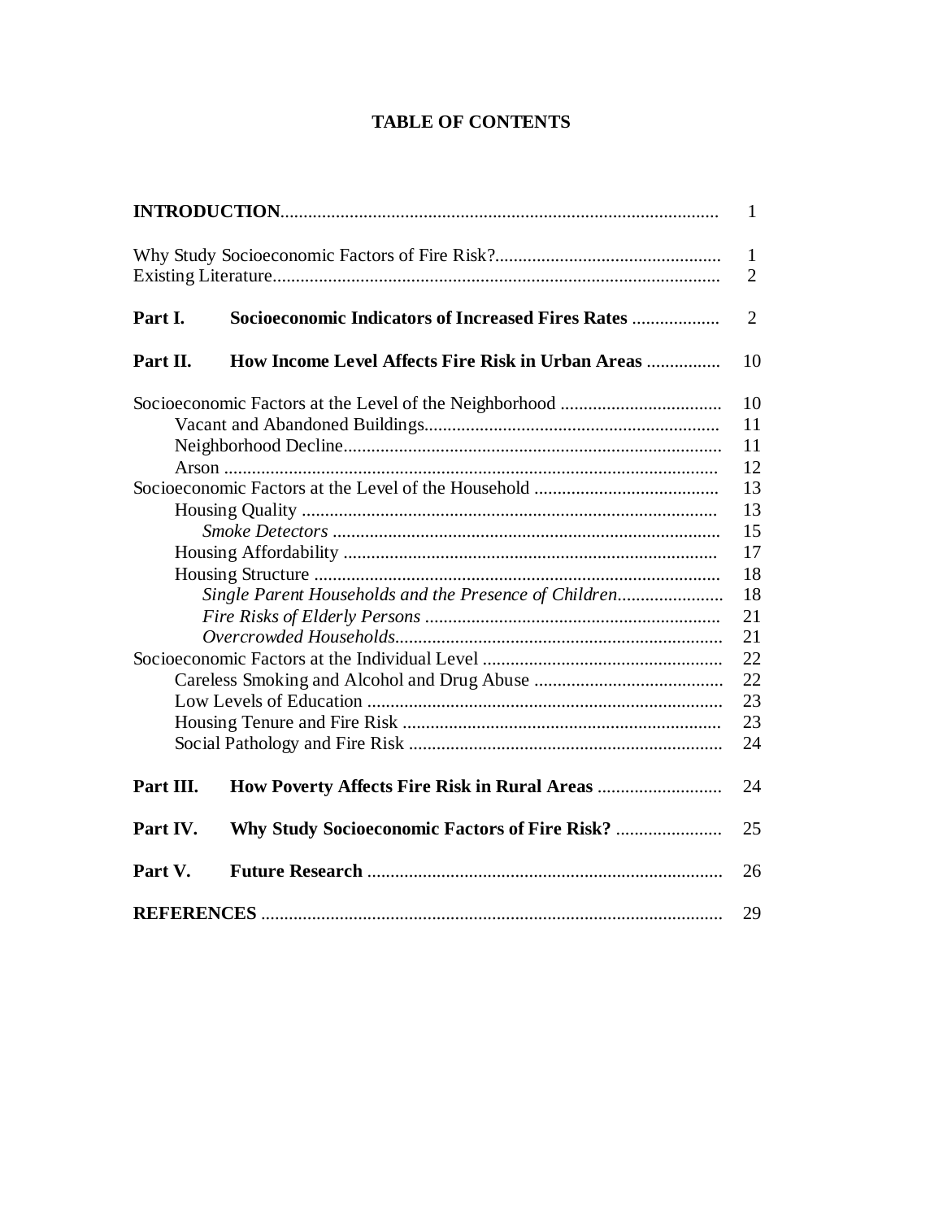# TABLE OF CONTENTS

| | |
|---|---|
| **INTRODUCTION** | 1 |
| Why Study Socioeconomic Factors of Fire Risk? | 1 |
| Existing Literature | 2 |
| **Part I. Socioeconomic Indicators of Increased Fires Rates** | 2 |
| **Part II. How Income Level Affects Fire Risk in Urban Areas** | 10 |
| Socioeconomic Factors at the Level of the Neighborhood | 10 |
| Vacant and Abandoned Buildings | 11 |
| Neighborhood Decline | 11 |
| Arson | 12 |
| Socioeconomic Factors at the Level of the Household | 13 |
| Housing Quality | 13 |
| *Smoke Detectors* | 15 |
| Housing Affordability | 17 |
| Housing Structure | 18 |
| *Single Parent Households and the Presence of Children* | 18 |
| *Fire Risks of Elderly Persons* | 21 |
| *Overcrowded Households* | 21 |
| Socioeconomic Factors at the Individual Level | 22 |
| Careless Smoking and Alcohol and Drug Abuse | 22 |
| Low Levels of Education | 23 |
| Housing Tenure and Fire Risk | 23 |
| Social Pathology and Fire Risk | 24 |
| **Part III. How Poverty Affects Fire Risk in Rural Areas** | 24 |
| **Part IV. Why Study Socioeconomic Factors of Fire Risk?** | 25 |
| **Part V. Future Research** | 26 |
| **REFERENCES** | 29 |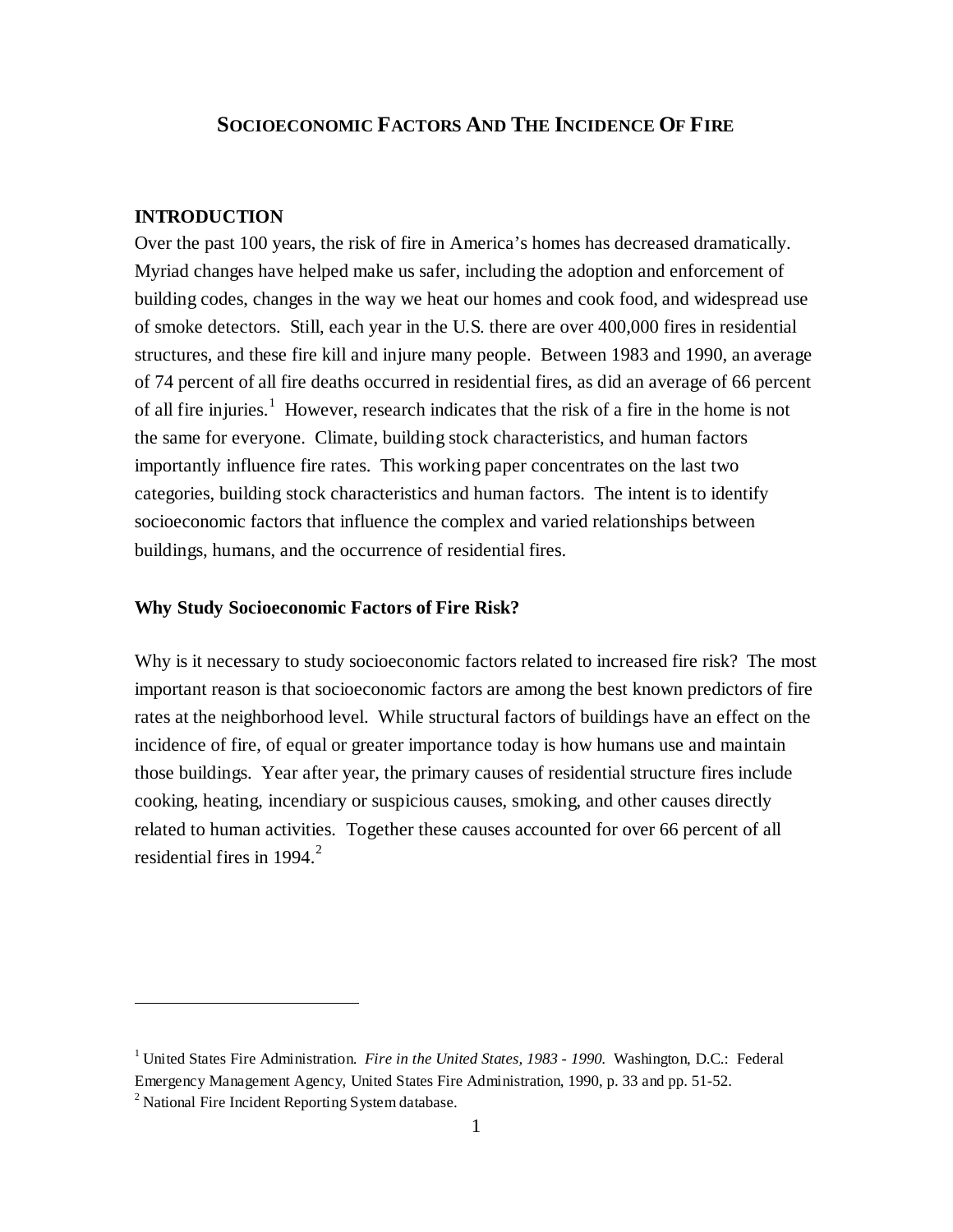# SOCIOECONOMIC FACTORS AND THE INCIDENCE OF FIRE

## INTRODUCTION

Over the past 100 years, the risk of fire in America's homes has decreased dramatically. Myriad changes have helped make us safer, including the adoption and enforcement of building codes, changes in the way we heat our homes and cook food, and widespread use of smoke detectors. Still, each year in the U.S. there are over 400,000 fires in residential structures, and these fire kill and injure many people. Between 1983 and 1990, an average of 74 percent of all fire deaths occurred in residential fires, as did an average of 66 percent of all fire injuries.[1] However, research indicates that the risk of a fire in the home is not the same for everyone. Climate, building stock characteristics, and human factors importantly influence fire rates. This working paper concentrates on the last two categories, building stock characteristics and human factors. The intent is to identify socioeconomic factors that influence the complex and varied relationships between buildings, humans, and the occurrence of residential fires.

### Why Study Socioeconomic Factors of Fire Risk?

Why is it necessary to study socioeconomic factors related to increased fire risk? The most important reason is that socioeconomic factors are among the best known predictors of fire rates at the neighborhood level. While structural factors of buildings have an effect on the incidence of fire, of equal or greater importance today is how humans use and maintain those buildings. Year after year, the primary causes of residential structure fires include cooking, heating, incendiary or suspicious causes, smoking, and other causes directly related to human activities. Together these causes accounted for over 66 percent of all residential fires in 1994.[2]

---

[1] United States Fire Administration. *Fire in the United States, 1983 - 1990.* Washington, D.C.: Federal Emergency Management Agency, United States Fire Administration, 1990, p. 33 and pp. 51-52.

[2] National Fire Incident Reporting System database.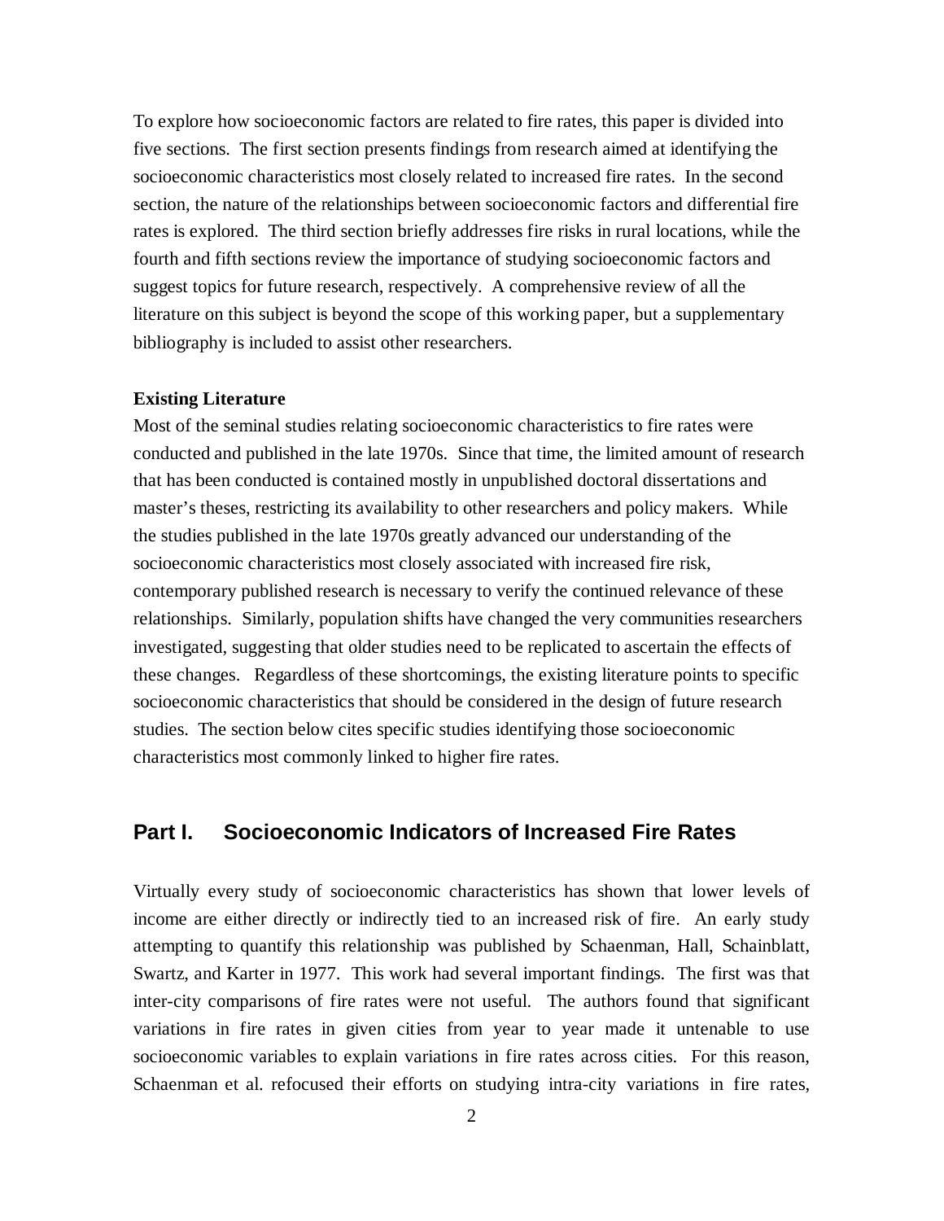To explore how socioeconomic factors are related to fire rates, this paper is divided into five sections. The first section presents findings from research aimed at identifying the socioeconomic characteristics most closely related to increased fire rates. In the second section, the nature of the relationships between socioeconomic factors and differential fire rates is explored. The third section briefly addresses fire risks in rural locations, while the fourth and fifth sections review the importance of studying socioeconomic factors and suggest topics for future research, respectively. A comprehensive review of all the literature on this subject is beyond the scope of this working paper, but a supplementary bibliography is included to assist other researchers.

**Existing Literature**

Most of the seminal studies relating socioeconomic characteristics to fire rates were conducted and published in the late 1970s. Since that time, the limited amount of research that has been conducted is contained mostly in unpublished doctoral dissertations and master's theses, restricting its availability to other researchers and policy makers. While the studies published in the late 1970s greatly advanced our understanding of the socioeconomic characteristics most closely associated with increased fire risk, contemporary published research is necessary to verify the continued relevance of these relationships. Similarly, population shifts have changed the very communities researchers investigated, suggesting that older studies need to be replicated to ascertain the effects of these changes. Regardless of these shortcomings, the existing literature points to specific socioeconomic characteristics that should be considered in the design of future research studies. The section below cites specific studies identifying those socioeconomic characteristics most commonly linked to higher fire rates.

## Part I. Socioeconomic Indicators of Increased Fire Rates

Virtually every study of socioeconomic characteristics has shown that lower levels of income are either directly or indirectly tied to an increased risk of fire. An early study attempting to quantify this relationship was published by Schaenman, Hall, Schainblatt, Swartz, and Karter in 1977. This work had several important findings. The first was that inter-city comparisons of fire rates were not useful. The authors found that significant variations in fire rates in given cities from year to year made it untenable to use socioeconomic variables to explain variations in fire rates across cities. For this reason, Schaenman et al. refocused their efforts on studying intra-city variations in fire rates,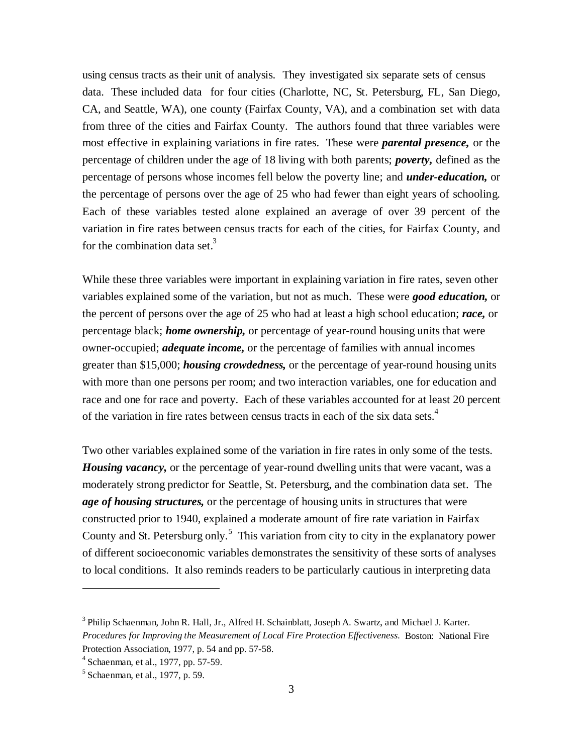using census tracts as their unit of analysis. They investigated six separate sets of census data. These included data for four cities (Charlotte, NC, St. Petersburg, FL, San Diego, CA, and Seattle, WA), one county (Fairfax County, VA), and a combination set with data from three of the cities and Fairfax County. The authors found that three variables were most effective in explaining variations in fire rates. These were ***parental presence,*** or the percentage of children under the age of 18 living with both parents; ***poverty,*** defined as the percentage of persons whose incomes fell below the poverty line; and ***under-education,*** or the percentage of persons over the age of 25 who had fewer than eight years of schooling. Each of these variables tested alone explained an average of over 39 percent of the variation in fire rates between census tracts for each of the cities, for Fairfax County, and for the combination data set.[3]

While these three variables were important in explaining variation in fire rates, seven other variables explained some of the variation, but not as much. These were ***good education,*** or the percent of persons over the age of 25 who had at least a high school education; ***race,*** or percentage black; ***home ownership,*** or percentage of year-round housing units that were owner-occupied; ***adequate income,*** or the percentage of families with annual incomes greater than $15,000; ***housing crowdedness,*** or the percentage of year-round housing units with more than one persons per room; and two interaction variables, one for education and race and one for race and poverty. Each of these variables accounted for at least 20 percent of the variation in fire rates between census tracts in each of the six data sets.[4]

Two other variables explained some of the variation in fire rates in only some of the tests. ***Housing vacancy,*** or the percentage of year-round dwelling units that were vacant, was a moderately strong predictor for Seattle, St. Petersburg, and the combination data set. The ***age of housing structures,*** or the percentage of housing units in structures that were constructed prior to 1940, explained a moderate amount of fire rate variation in Fairfax County and St. Petersburg only.[5] This variation from city to city in the explanatory power of different socioeconomic variables demonstrates the sensitivity of these sorts of analyses to local conditions. It also reminds readers to be particularly cautious in interpreting data

---

[3] Philip Schaenman, John R. Hall, Jr., Alfred H. Schainblatt, Joseph A. Swartz, and Michael J. Karter. *Procedures for Improving the Measurement of Local Fire Protection Effectiveness.* Boston: National Fire Protection Association, 1977, p. 54 and pp. 57-58.

[4] Schaenman, et al., 1977, pp. 57-59.

[5] Schaenman, et al., 1977, p. 59.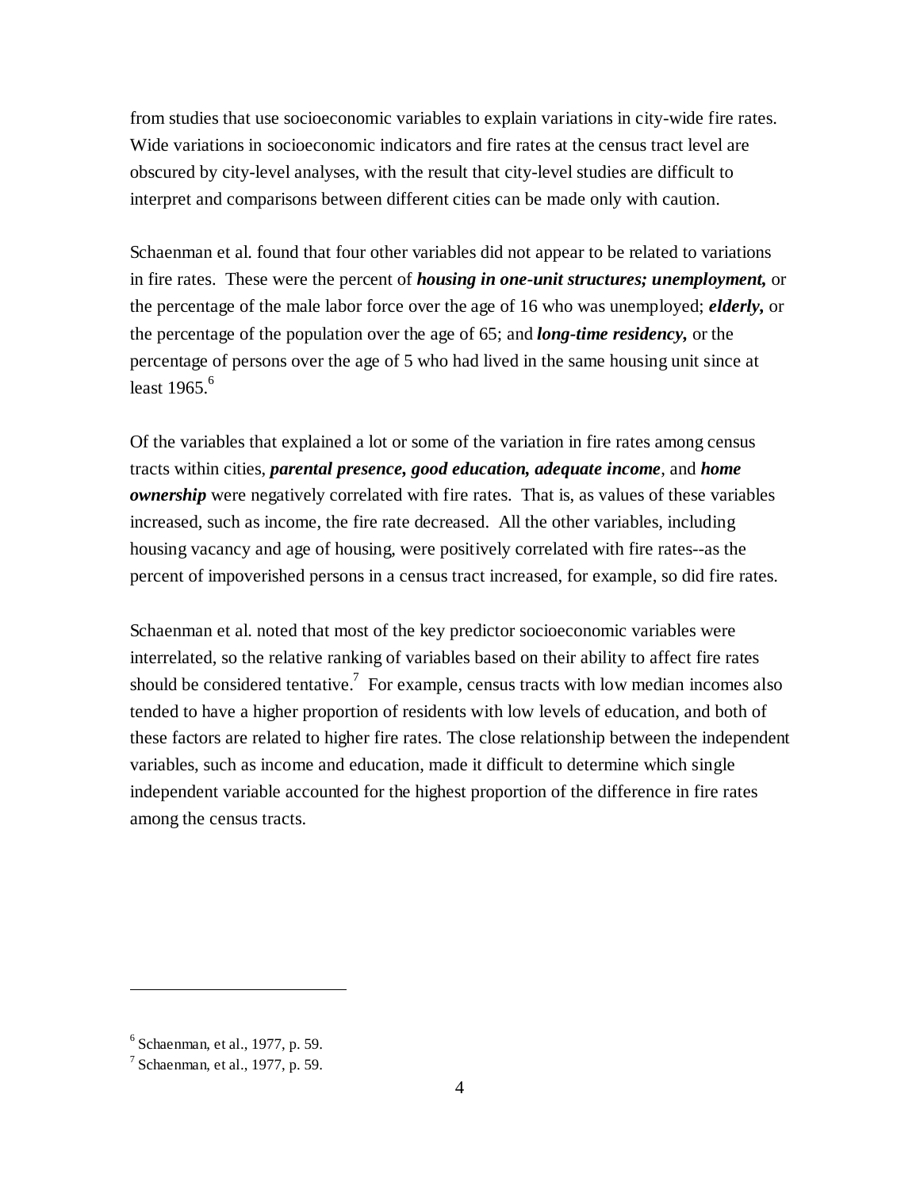from studies that use socioeconomic variables to explain variations in city-wide fire rates. Wide variations in socioeconomic indicators and fire rates at the census tract level are obscured by city-level analyses, with the result that city-level studies are difficult to interpret and comparisons between different cities can be made only with caution.

Schaenman et al. found that four other variables did not appear to be related to variations in fire rates. These were the percent of ***housing in one-unit structures; unemployment,*** or the percentage of the male labor force over the age of 16 who was unemployed; ***elderly,*** or the percentage of the population over the age of 65; and ***long-time residency,*** or the percentage of persons over the age of 5 who had lived in the same housing unit since at least 1965.[6]

Of the variables that explained a lot or some of the variation in fire rates among census tracts within cities, ***parental presence, good education, adequate income***, and ***home ownership*** were negatively correlated with fire rates. That is, as values of these variables increased, such as income, the fire rate decreased. All the other variables, including housing vacancy and age of housing, were positively correlated with fire rates--as the percent of impoverished persons in a census tract increased, for example, so did fire rates.

Schaenman et al. noted that most of the key predictor socioeconomic variables were interrelated, so the relative ranking of variables based on their ability to affect fire rates should be considered tentative.[7] For example, census tracts with low median incomes also tended to have a higher proportion of residents with low levels of education, and both of these factors are related to higher fire rates. The close relationship between the independent variables, such as income and education, made it difficult to determine which single independent variable accounted for the highest proportion of the difference in fire rates among the census tracts.

---

[6] Schaenman, et al., 1977, p. 59.

[7] Schaenman, et al., 1977, p. 59.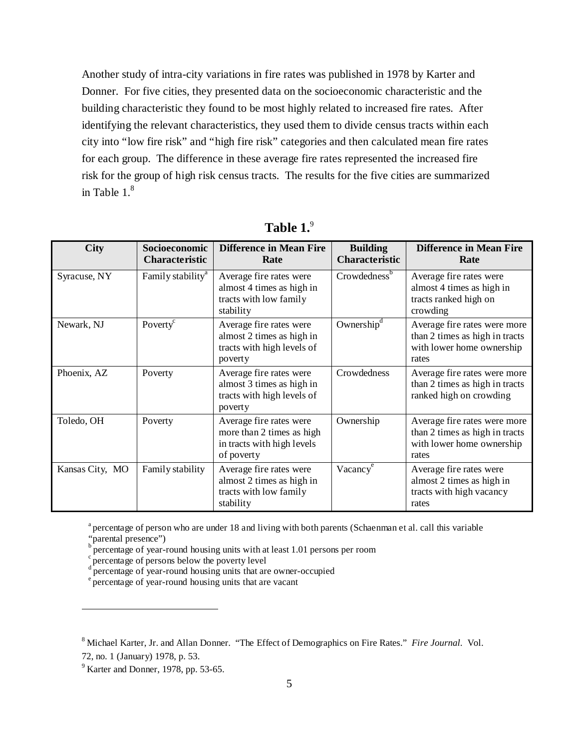Another study of intra-city variations in fire rates was published in 1978 by Karter and Donner. For five cities, they presented data on the socioeconomic characteristic and the building characteristic they found to be most highly related to increased fire rates. After identifying the relevant characteristics, they used them to divide census tracts within each city into "low fire risk" and "high fire risk" categories and then calculated mean fire rates for each group. The difference in these average fire rates represented the increased fire risk for the group of high risk census tracts. The results for the five cities are summarized in Table 1.[8]

**Table 1.**[9]

| City | Socioeconomic Characteristic | Difference in Mean Fire Rate | Building Characteristic | Difference in Mean Fire Rate |
|---|---|---|---|---|
| Syracuse, NY | Family stability[a] | Average fire rates were almost 4 times as high in tracts with low family stability | Crowdedness[b] | Average fire rates were almost 4 times as high in tracts ranked high on crowding |
| Newark, NJ | Poverty[c] | Average fire rates were almost 2 times as high in tracts with high levels of poverty | Ownership[d] | Average fire rates were more than 2 times as high in tracts with lower home ownership rates |
| Phoenix, AZ | Poverty | Average fire rates were almost 3 times as high in tracts with high levels of poverty | Crowdedness | Average fire rates were more than 2 times as high in tracts ranked high on crowding |
| Toledo, OH | Poverty | Average fire rates were more than 2 times as high in tracts with high levels of poverty | Ownership | Average fire rates were more than 2 times as high in tracts with lower home ownership rates |
| Kansas City, MO | Family stability | Average fire rates were almost 2 times as high in tracts with low family stability | Vacancy[e] | Average fire rates were almost 2 times as high in tracts with high vacancy rates |

[a] percentage of person who are under 18 and living with both parents (Schaenman et al. call this variable "parental presence")
[b] percentage of year-round housing units with at least 1.01 persons per room
[c] percentage of persons below the poverty level
[d] percentage of year-round housing units that are owner-occupied
[e] percentage of year-round housing units that are vacant

---

[8] Michael Karter, Jr. and Allan Donner. "The Effect of Demographics on Fire Rates." *Fire Journal*. Vol. 72, no. 1 (January) 1978, p. 53.

[9] Karter and Donner, 1978, pp. 53-65.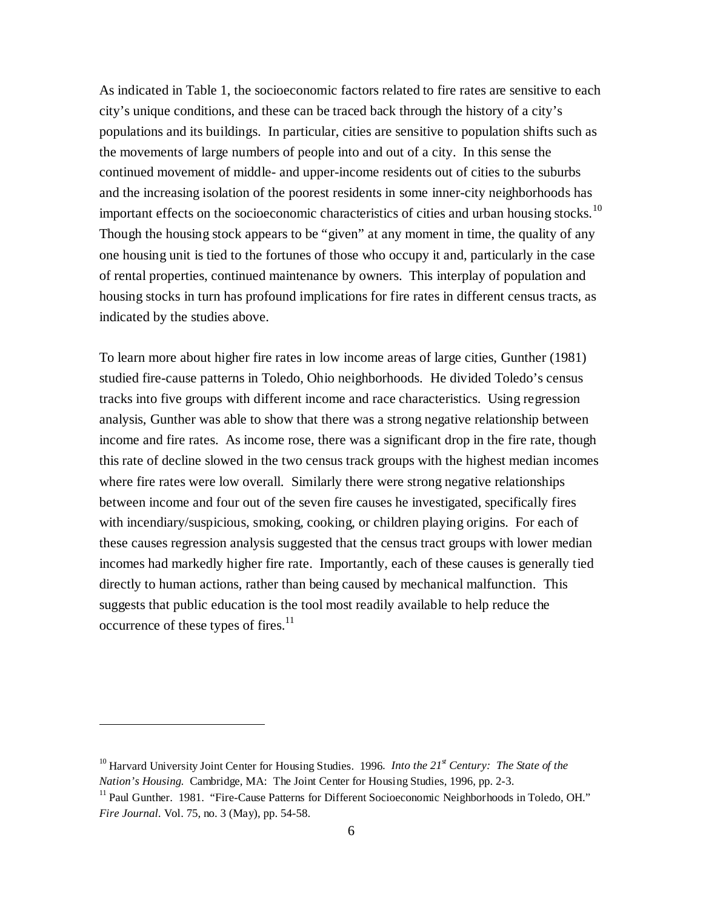As indicated in Table 1, the socioeconomic factors related to fire rates are sensitive to each city's unique conditions, and these can be traced back through the history of a city's populations and its buildings. In particular, cities are sensitive to population shifts such as the movements of large numbers of people into and out of a city. In this sense the continued movement of middle- and upper-income residents out of cities to the suburbs and the increasing isolation of the poorest residents in some inner-city neighborhoods has important effects on the socioeconomic characteristics of cities and urban housing stocks.[10] Though the housing stock appears to be "given" at any moment in time, the quality of any one housing unit is tied to the fortunes of those who occupy it and, particularly in the case of rental properties, continued maintenance by owners. This interplay of population and housing stocks in turn has profound implications for fire rates in different census tracts, as indicated by the studies above.

To learn more about higher fire rates in low income areas of large cities, Gunther (1981) studied fire-cause patterns in Toledo, Ohio neighborhoods. He divided Toledo's census tracks into five groups with different income and race characteristics. Using regression analysis, Gunther was able to show that there was a strong negative relationship between income and fire rates. As income rose, there was a significant drop in the fire rate, though this rate of decline slowed in the two census track groups with the highest median incomes where fire rates were low overall. Similarly there were strong negative relationships between income and four out of the seven fire causes he investigated, specifically fires with incendiary/suspicious, smoking, cooking, or children playing origins. For each of these causes regression analysis suggested that the census tract groups with lower median incomes had markedly higher fire rate. Importantly, each of these causes is generally tied directly to human actions, rather than being caused by mechanical malfunction. This suggests that public education is the tool most readily available to help reduce the occurrence of these types of fires.[11]

---

[10] Harvard University Joint Center for Housing Studies. 1996. *Into the 21st Century: The State of the Nation's Housing.* Cambridge, MA: The Joint Center for Housing Studies, 1996, pp. 2-3.

[11] Paul Gunther. 1981. "Fire-Cause Patterns for Different Socioeconomic Neighborhoods in Toledo, OH." *Fire Journal*. Vol. 75, no. 3 (May), pp. 54-58.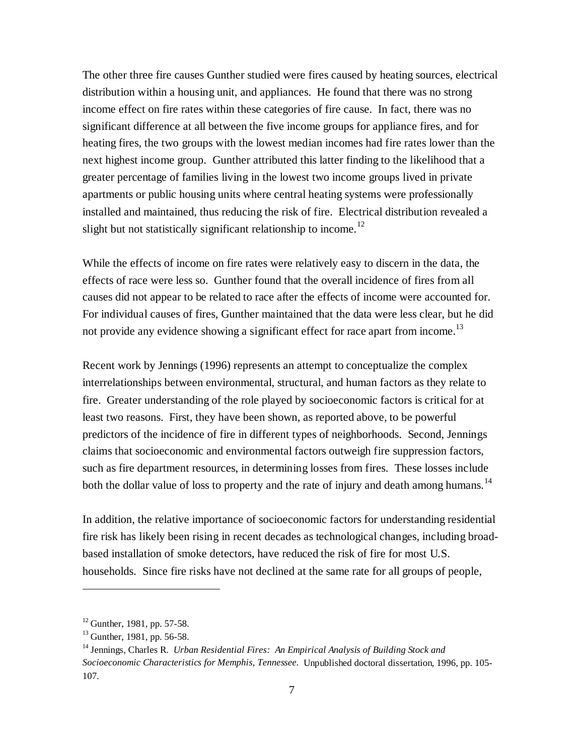The other three fire causes Gunther studied were fires caused by heating sources, electrical distribution within a housing unit, and appliances. He found that there was no strong income effect on fire rates within these categories of fire cause. In fact, there was no significant difference at all between the five income groups for appliance fires, and for heating fires, the two groups with the lowest median incomes had fire rates lower than the next highest income group. Gunther attributed this latter finding to the likelihood that a greater percentage of families living in the lowest two income groups lived in private apartments or public housing units where central heating systems were professionally installed and maintained, thus reducing the risk of fire. Electrical distribution revealed a slight but not statistically significant relationship to income.[12]

While the effects of income on fire rates were relatively easy to discern in the data, the effects of race were less so. Gunther found that the overall incidence of fires from all causes did not appear to be related to race after the effects of income were accounted for. For individual causes of fires, Gunther maintained that the data were less clear, but he did not provide any evidence showing a significant effect for race apart from income.[13]

Recent work by Jennings (1996) represents an attempt to conceptualize the complex interrelationships between environmental, structural, and human factors as they relate to fire. Greater understanding of the role played by socioeconomic factors is critical for at least two reasons. First, they have been shown, as reported above, to be powerful predictors of the incidence of fire in different types of neighborhoods. Second, Jennings claims that socioeconomic and environmental factors outweigh fire suppression factors, such as fire department resources, in determining losses from fires. These losses include both the dollar value of loss to property and the rate of injury and death among humans.[14]

In addition, the relative importance of socioeconomic factors for understanding residential fire risk has likely been rising in recent decades as technological changes, including broad-based installation of smoke detectors, have reduced the risk of fire for most U.S. households. Since fire risks have not declined at the same rate for all groups of people,

---

[12] Gunther, 1981, pp. 57-58.

[13] Gunther, 1981, pp. 56-58.

[14] Jennings, Charles R. *Urban Residential Fires: An Empirical Analysis of Building Stock and Socioeconomic Characteristics for Memphis, Tennessee*. Unpublished doctoral dissertation, 1996, pp. 105-107.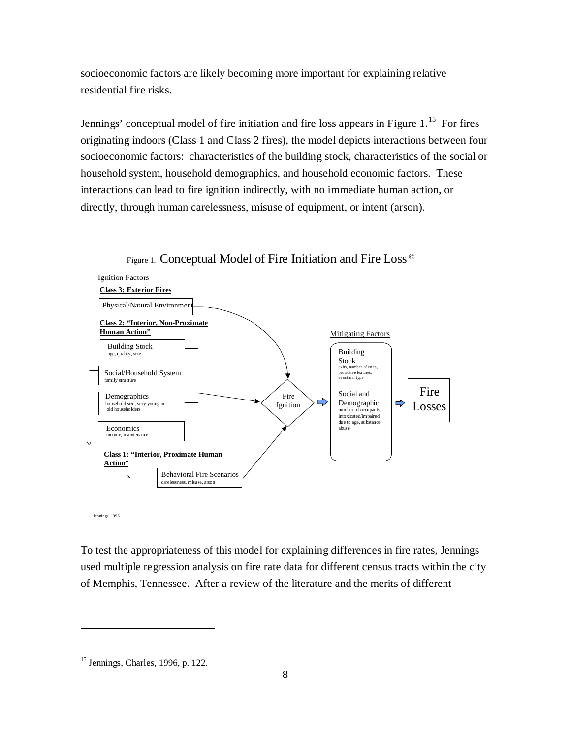socioeconomic factors are likely becoming more important for explaining relative residential fire risks.

Jennings' conceptual model of fire initiation and fire loss appears in Figure 1.[15] For fires originating indoors (Class 1 and Class 2 fires), the model depicts interactions between four socioeconomic factors: characteristics of the building stock, characteristics of the social or household system, household demographics, and household economic factors. These interactions can lead to fire ignition indirectly, with no immediate human action, or directly, through human carelessness, misuse of equipment, or intent (arson).

Figure 1. Conceptual Model of Fire Initiation and Fire Loss ©

Ignition Factors

**Class 3: Exterior Fires**

Physical/Natural Environment

**Class 2: "Interior, Non-Proximate Human Action"**

Building Stock
age, quality, size

Social/Household System
family structure

Demographics
household size, very young or old householders

Economics
income, maintenance

**Class 1: "Interior, Proximate Human Action"**

Behavioral Fire Scenarios
carelessness, misuse, arson

Fire Ignition

Mitigating Factors

Building Stock
exits, number of units, protective features, structural type

Social and Demographic
number of occupants, intoxicated/impaired due to age, substance abuse

Fire Losses

Jennings, 1996

To test the appropriateness of this model for explaining differences in fire rates, Jennings used multiple regression analysis on fire rate data for different census tracts within the city of Memphis, Tennessee. After a review of the literature and the merits of different

[15] Jennings, Charles, 1996, p. 122.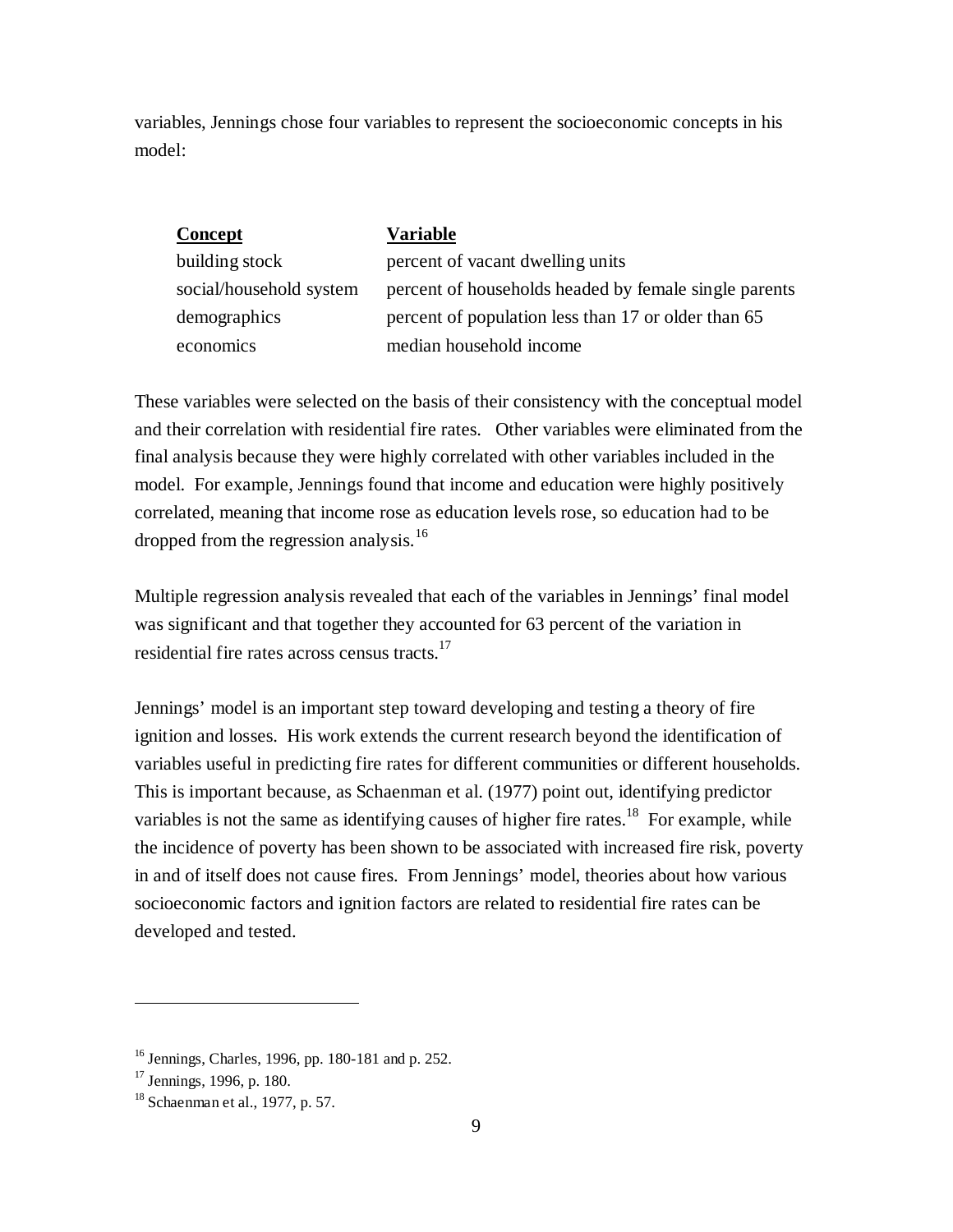variables, Jennings chose four variables to represent the socioeconomic concepts in his model:

| **Concept** | **Variable** |
|---|---|
| building stock | percent of vacant dwelling units |
| social/household system | percent of households headed by female single parents |
| demographics | percent of population less than 17 or older than 65 |
| economics | median household income |

These variables were selected on the basis of their consistency with the conceptual model and their correlation with residential fire rates. Other variables were eliminated from the final analysis because they were highly correlated with other variables included in the model. For example, Jennings found that income and education were highly positively correlated, meaning that income rose as education levels rose, so education had to be dropped from the regression analysis.[16]

Multiple regression analysis revealed that each of the variables in Jennings' final model was significant and that together they accounted for 63 percent of the variation in residential fire rates across census tracts.[17]

Jennings' model is an important step toward developing and testing a theory of fire ignition and losses. His work extends the current research beyond the identification of variables useful in predicting fire rates for different communities or different households. This is important because, as Schaenman et al. (1977) point out, identifying predictor variables is not the same as identifying causes of higher fire rates.[18] For example, while the incidence of poverty has been shown to be associated with increased fire risk, poverty in and of itself does not cause fires. From Jennings' model, theories about how various socioeconomic factors and ignition factors are related to residential fire rates can be developed and tested.

---

[16] Jennings, Charles, 1996, pp. 180-181 and p. 252.

[17] Jennings, 1996, p. 180.

[18] Schaenman et al., 1977, p. 57.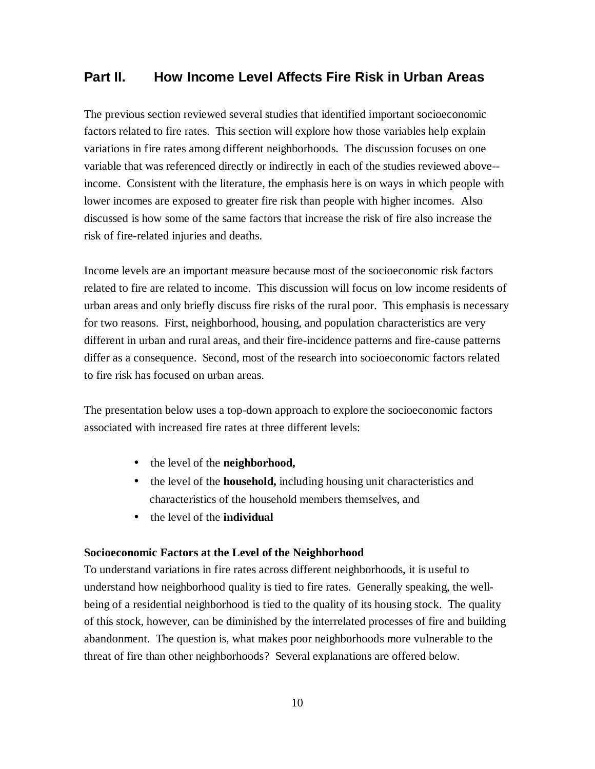## Part II. How Income Level Affects Fire Risk in Urban Areas

The previous section reviewed several studies that identified important socioeconomic factors related to fire rates. This section will explore how those variables help explain variations in fire rates among different neighborhoods. The discussion focuses on one variable that was referenced directly or indirectly in each of the studies reviewed above--income. Consistent with the literature, the emphasis here is on ways in which people with lower incomes are exposed to greater fire risk than people with higher incomes. Also discussed is how some of the same factors that increase the risk of fire also increase the risk of fire-related injuries and deaths.

Income levels are an important measure because most of the socioeconomic risk factors related to fire are related to income. This discussion will focus on low income residents of urban areas and only briefly discuss fire risks of the rural poor. This emphasis is necessary for two reasons. First, neighborhood, housing, and population characteristics are very different in urban and rural areas, and their fire-incidence patterns and fire-cause patterns differ as a consequence. Second, most of the research into socioeconomic factors related to fire risk has focused on urban areas.

The presentation below uses a top-down approach to explore the socioeconomic factors associated with increased fire rates at three different levels:

- the level of the **neighborhood,**
- the level of the **household,** including housing unit characteristics and characteristics of the household members themselves, and
- the level of the **individual**

**Socioeconomic Factors at the Level of the Neighborhood**

To understand variations in fire rates across different neighborhoods, it is useful to understand how neighborhood quality is tied to fire rates. Generally speaking, the well-being of a residential neighborhood is tied to the quality of its housing stock. The quality of this stock, however, can be diminished by the interrelated processes of fire and building abandonment. The question is, what makes poor neighborhoods more vulnerable to the threat of fire than other neighborhoods? Several explanations are offered below.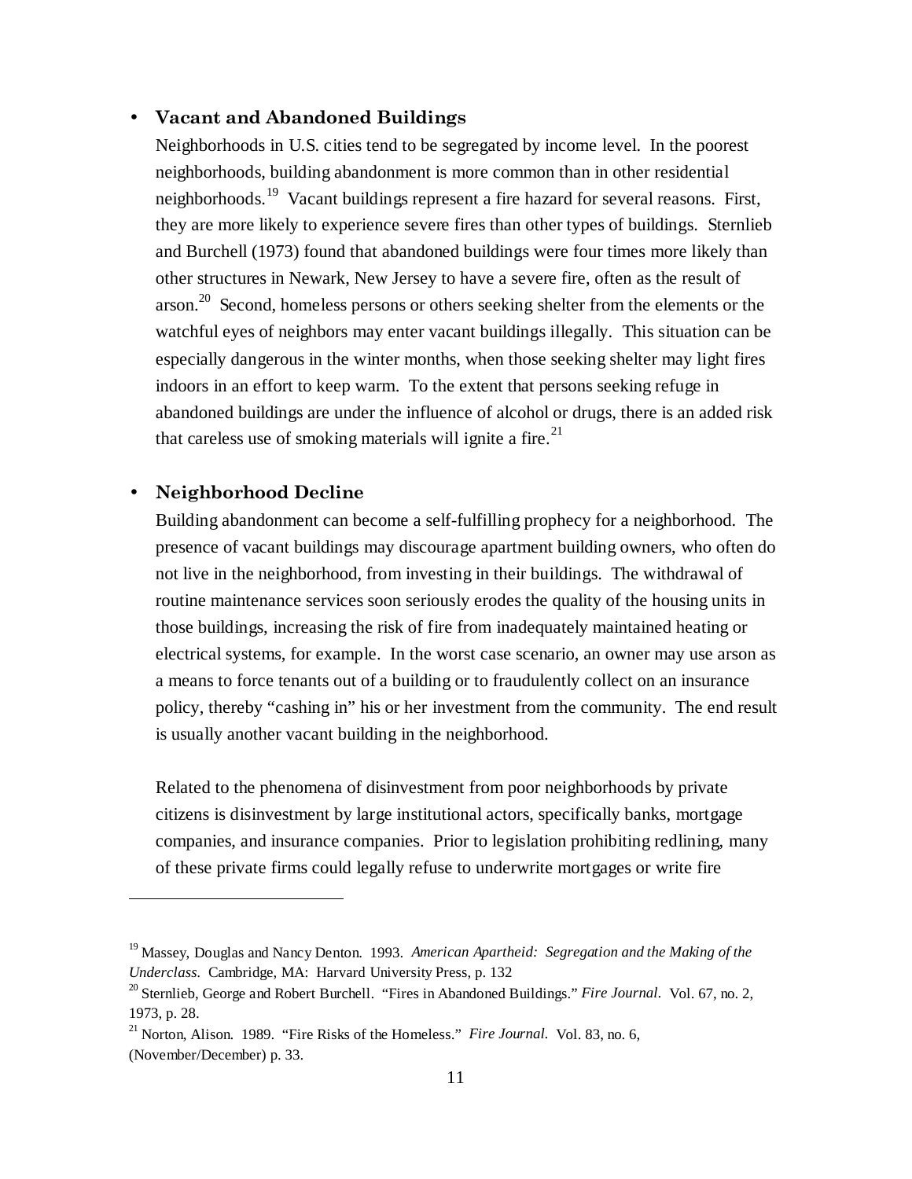- **Vacant and Abandoned Buildings**

  Neighborhoods in U.S. cities tend to be segregated by income level. In the poorest neighborhoods, building abandonment is more common than in other residential neighborhoods.[19] Vacant buildings represent a fire hazard for several reasons. First, they are more likely to experience severe fires than other types of buildings. Sternlieb and Burchell (1973) found that abandoned buildings were four times more likely than other structures in Newark, New Jersey to have a severe fire, often as the result of arson.[20] Second, homeless persons or others seeking shelter from the elements or the watchful eyes of neighbors may enter vacant buildings illegally. This situation can be especially dangerous in the winter months, when those seeking shelter may light fires indoors in an effort to keep warm. To the extent that persons seeking refuge in abandoned buildings are under the influence of alcohol or drugs, there is an added risk that careless use of smoking materials will ignite a fire.[21]

- **Neighborhood Decline**

  Building abandonment can become a self-fulfilling prophecy for a neighborhood. The presence of vacant buildings may discourage apartment building owners, who often do not live in the neighborhood, from investing in their buildings. The withdrawal of routine maintenance services soon seriously erodes the quality of the housing units in those buildings, increasing the risk of fire from inadequately maintained heating or electrical systems, for example. In the worst case scenario, an owner may use arson as a means to force tenants out of a building or to fraudulently collect on an insurance policy, thereby "cashing in" his or her investment from the community. The end result is usually another vacant building in the neighborhood.

  Related to the phenomena of disinvestment from poor neighborhoods by private citizens is disinvestment by large institutional actors, specifically banks, mortgage companies, and insurance companies. Prior to legislation prohibiting redlining, many of these private firms could legally refuse to underwrite mortgages or write fire

---

[19] Massey, Douglas and Nancy Denton. 1993. *American Apartheid: Segregation and the Making of the Underclass.* Cambridge, MA: Harvard University Press, p. 132

[20] Sternlieb, George and Robert Burchell. "Fires in Abandoned Buildings." *Fire Journal.* Vol. 67, no. 2, 1973, p. 28.

[21] Norton, Alison. 1989. "Fire Risks of the Homeless." *Fire Journal.* Vol. 83, no. 6, (November/December) p. 33.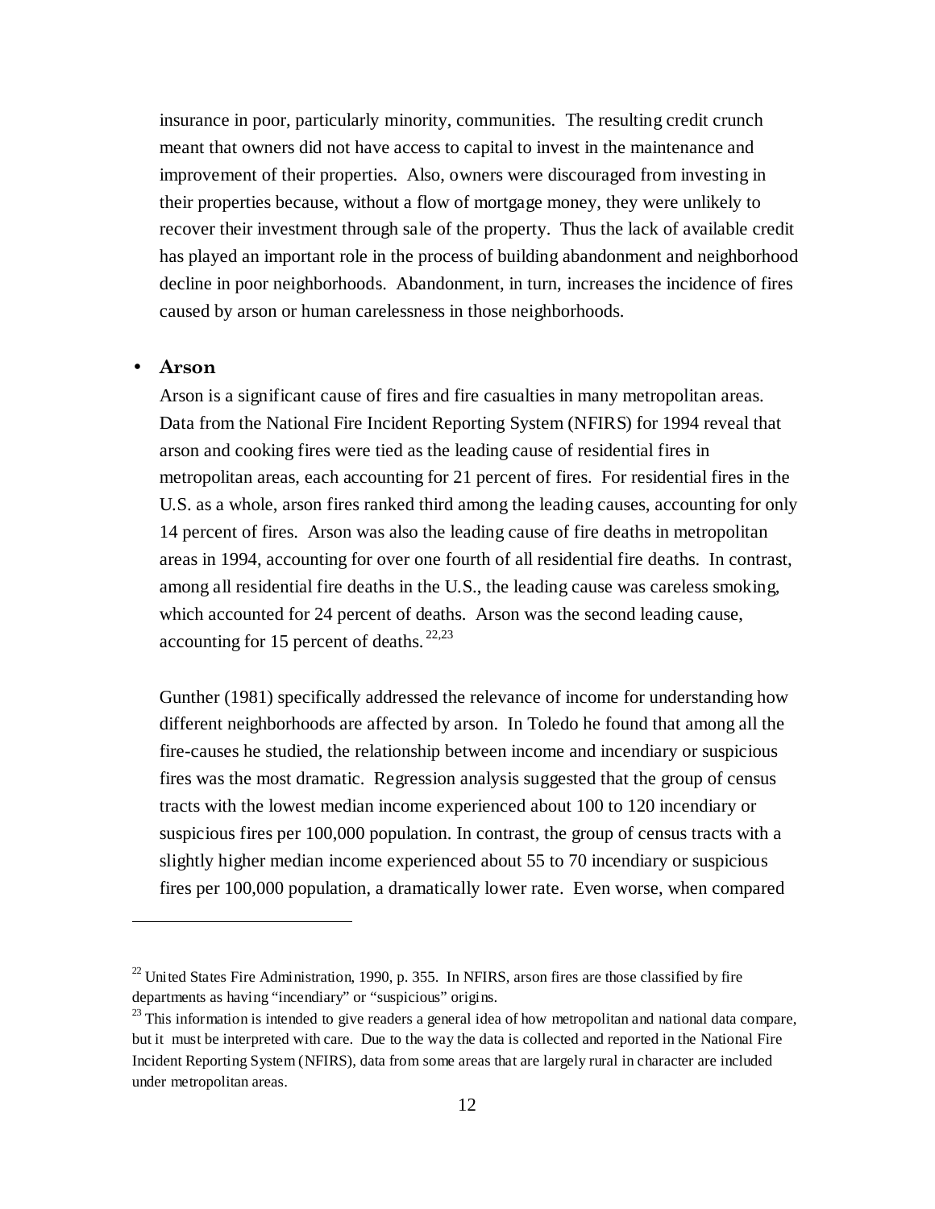insurance in poor, particularly minority, communities. The resulting credit crunch meant that owners did not have access to capital to invest in the maintenance and improvement of their properties. Also, owners were discouraged from investing in their properties because, without a flow of mortgage money, they were unlikely to recover their investment through sale of the property. Thus the lack of available credit has played an important role in the process of building abandonment and neighborhood decline in poor neighborhoods. Abandonment, in turn, increases the incidence of fires caused by arson or human carelessness in those neighborhoods.

- **Arson**

Arson is a significant cause of fires and fire casualties in many metropolitan areas. Data from the National Fire Incident Reporting System (NFIRS) for 1994 reveal that arson and cooking fires were tied as the leading cause of residential fires in metropolitan areas, each accounting for 21 percent of fires. For residential fires in the U.S. as a whole, arson fires ranked third among the leading causes, accounting for only 14 percent of fires. Arson was also the leading cause of fire deaths in metropolitan areas in 1994, accounting for over one fourth of all residential fire deaths. In contrast, among all residential fire deaths in the U.S., the leading cause was careless smoking, which accounted for 24 percent of deaths. Arson was the second leading cause, accounting for 15 percent of deaths.[22,23]

Gunther (1981) specifically addressed the relevance of income for understanding how different neighborhoods are affected by arson. In Toledo he found that among all the fire-causes he studied, the relationship between income and incendiary or suspicious fires was the most dramatic. Regression analysis suggested that the group of census tracts with the lowest median income experienced about 100 to 120 incendiary or suspicious fires per 100,000 population. In contrast, the group of census tracts with a slightly higher median income experienced about 55 to 70 incendiary or suspicious fires per 100,000 population, a dramatically lower rate. Even worse, when compared

---

[22] United States Fire Administration, 1990, p. 355. In NFIRS, arson fires are those classified by fire departments as having "incendiary" or "suspicious" origins.

[23] This information is intended to give readers a general idea of how metropolitan and national data compare, but it must be interpreted with care. Due to the way the data is collected and reported in the National Fire Incident Reporting System (NFIRS), data from some areas that are largely rural in character are included under metropolitan areas.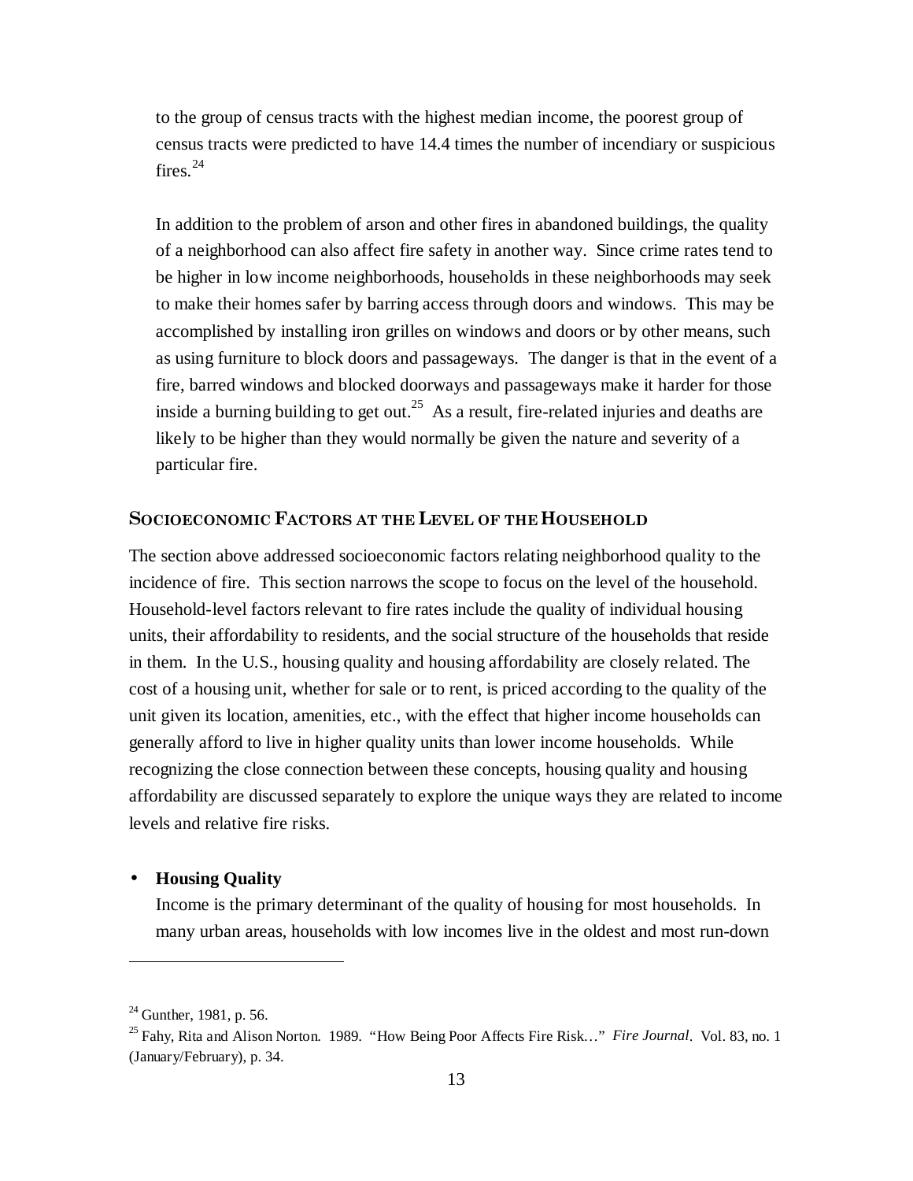to the group of census tracts with the highest median income, the poorest group of census tracts were predicted to have 14.4 times the number of incendiary or suspicious fires.[24]

In addition to the problem of arson and other fires in abandoned buildings, the quality of a neighborhood can also affect fire safety in another way. Since crime rates tend to be higher in low income neighborhoods, households in these neighborhoods may seek to make their homes safer by barring access through doors and windows. This may be accomplished by installing iron grilles on windows and doors or by other means, such as using furniture to block doors and passageways. The danger is that in the event of a fire, barred windows and blocked doorways and passageways make it harder for those inside a burning building to get out.[25] As a result, fire-related injuries and deaths are likely to be higher than they would normally be given the nature and severity of a particular fire.

## SOCIOECONOMIC FACTORS AT THE LEVEL OF THE HOUSEHOLD

The section above addressed socioeconomic factors relating neighborhood quality to the incidence of fire. This section narrows the scope to focus on the level of the household. Household-level factors relevant to fire rates include the quality of individual housing units, their affordability to residents, and the social structure of the households that reside in them. In the U.S., housing quality and housing affordability are closely related. The cost of a housing unit, whether for sale or to rent, is priced according to the quality of the unit given its location, amenities, etc., with the effect that higher income households can generally afford to live in higher quality units than lower income households. While recognizing the close connection between these concepts, housing quality and housing affordability are discussed separately to explore the unique ways they are related to income levels and relative fire risks.

- **Housing Quality**

  Income is the primary determinant of the quality of housing for most households. In many urban areas, households with low incomes live in the oldest and most run-down

[24] Gunther, 1981, p. 56.

[25] Fahy, Rita and Alison Norton. 1989. "How Being Poor Affects Fire Risk…" *Fire Journal*. Vol. 83, no. 1 (January/February), p. 34.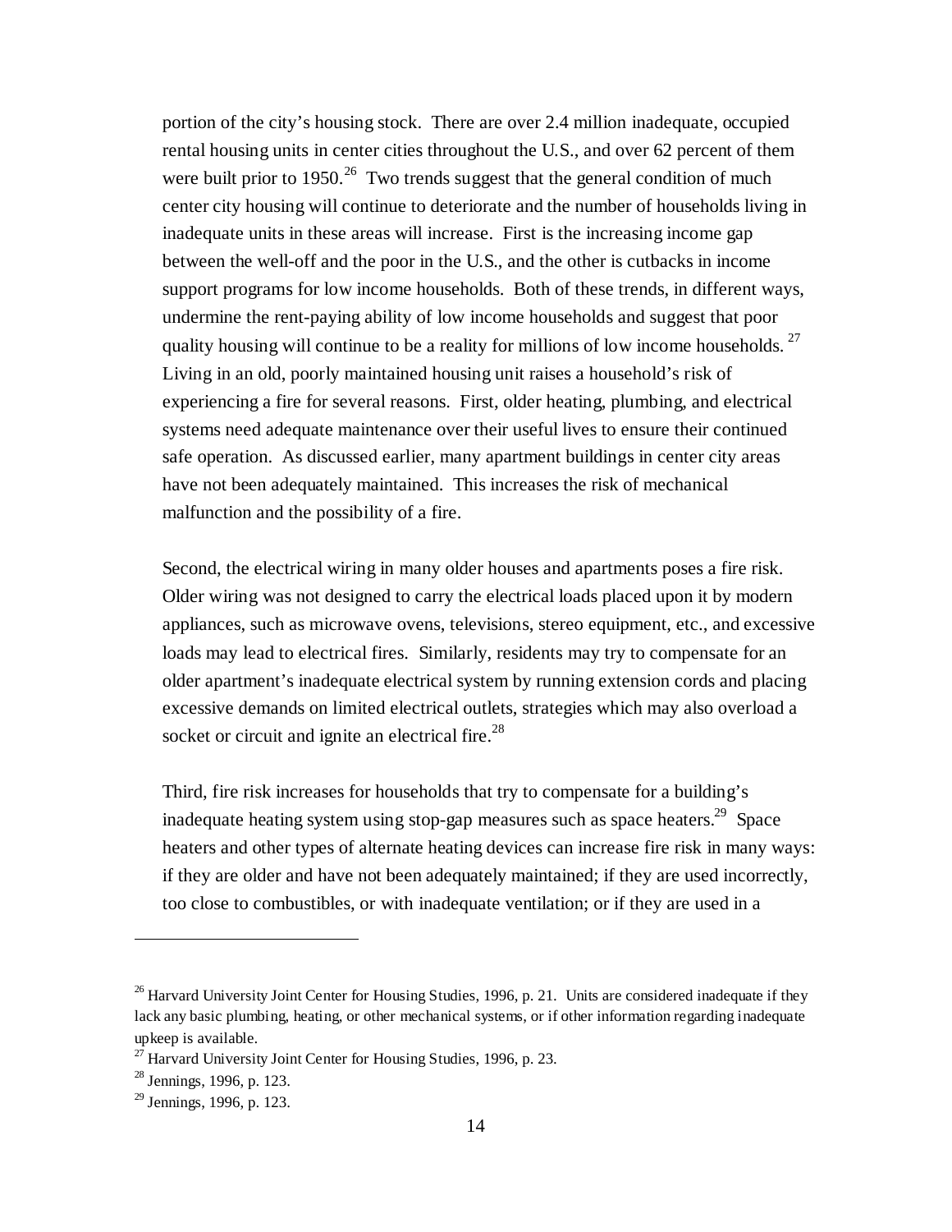portion of the city's housing stock. There are over 2.4 million inadequate, occupied rental housing units in center cities throughout the U.S., and over 62 percent of them were built prior to 1950.[26] Two trends suggest that the general condition of much center city housing will continue to deteriorate and the number of households living in inadequate units in these areas will increase. First is the increasing income gap between the well-off and the poor in the U.S., and the other is cutbacks in income support programs for low income households. Both of these trends, in different ways, undermine the rent-paying ability of low income households and suggest that poor quality housing will continue to be a reality for millions of low income households.[27] Living in an old, poorly maintained housing unit raises a household's risk of experiencing a fire for several reasons. First, older heating, plumbing, and electrical systems need adequate maintenance over their useful lives to ensure their continued safe operation. As discussed earlier, many apartment buildings in center city areas have not been adequately maintained. This increases the risk of mechanical malfunction and the possibility of a fire.

Second, the electrical wiring in many older houses and apartments poses a fire risk. Older wiring was not designed to carry the electrical loads placed upon it by modern appliances, such as microwave ovens, televisions, stereo equipment, etc., and excessive loads may lead to electrical fires. Similarly, residents may try to compensate for an older apartment's inadequate electrical system by running extension cords and placing excessive demands on limited electrical outlets, strategies which may also overload a socket or circuit and ignite an electrical fire.[28]

Third, fire risk increases for households that try to compensate for a building's inadequate heating system using stop-gap measures such as space heaters.[29] Space heaters and other types of alternate heating devices can increase fire risk in many ways: if they are older and have not been adequately maintained; if they are used incorrectly, too close to combustibles, or with inadequate ventilation; or if they are used in a

---

[26] Harvard University Joint Center for Housing Studies, 1996, p. 21. Units are considered inadequate if they lack any basic plumbing, heating, or other mechanical systems, or if other information regarding inadequate upkeep is available.

[27] Harvard University Joint Center for Housing Studies, 1996, p. 23.

[28] Jennings, 1996, p. 123.

[29] Jennings, 1996, p. 123.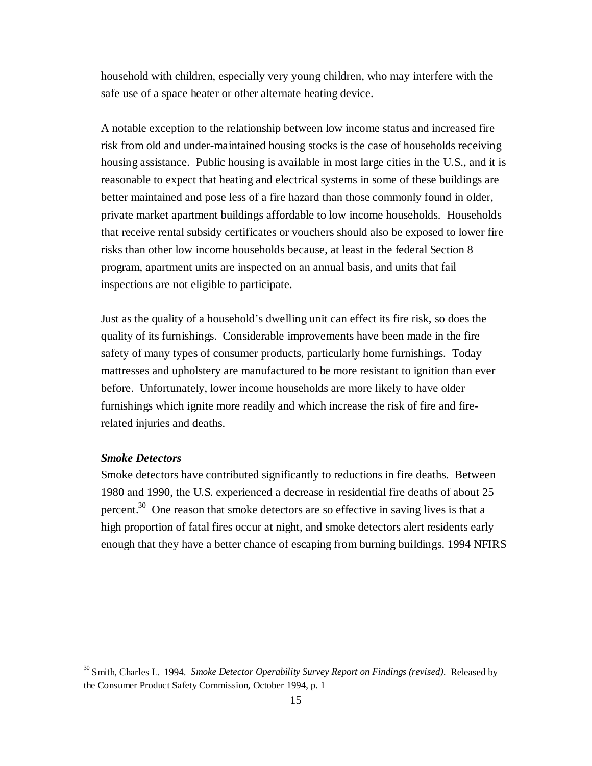household with children, especially very young children, who may interfere with the safe use of a space heater or other alternate heating device.

A notable exception to the relationship between low income status and increased fire risk from old and under-maintained housing stocks is the case of households receiving housing assistance. Public housing is available in most large cities in the U.S., and it is reasonable to expect that heating and electrical systems in some of these buildings are better maintained and pose less of a fire hazard than those commonly found in older, private market apartment buildings affordable to low income households. Households that receive rental subsidy certificates or vouchers should also be exposed to lower fire risks than other low income households because, at least in the federal Section 8 program, apartment units are inspected on an annual basis, and units that fail inspections are not eligible to participate.

Just as the quality of a household's dwelling unit can effect its fire risk, so does the quality of its furnishings. Considerable improvements have been made in the fire safety of many types of consumer products, particularly home furnishings. Today mattresses and upholstery are manufactured to be more resistant to ignition than ever before. Unfortunately, lower income households are more likely to have older furnishings which ignite more readily and which increase the risk of fire and fire-related injuries and deaths.

***Smoke Detectors***

Smoke detectors have contributed significantly to reductions in fire deaths. Between 1980 and 1990, the U.S. experienced a decrease in residential fire deaths of about 25 percent.[30] One reason that smoke detectors are so effective in saving lives is that a high proportion of fatal fires occur at night, and smoke detectors alert residents early enough that they have a better chance of escaping from burning buildings. 1994 NFIRS

---

[30] Smith, Charles L. 1994. *Smoke Detector Operability Survey Report on Findings (revised)*. Released by the Consumer Product Safety Commission, October 1994, p. 1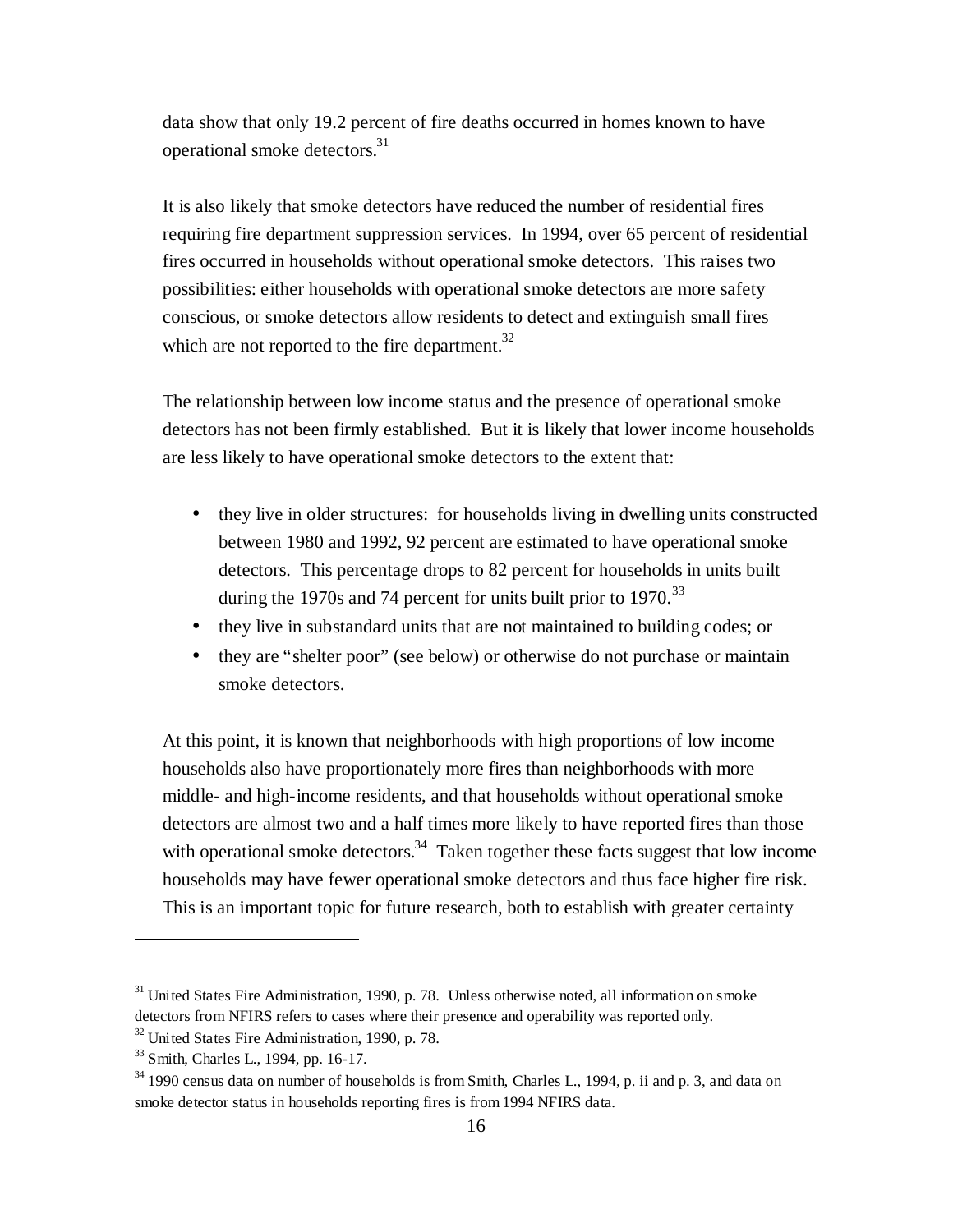data show that only 19.2 percent of fire deaths occurred in homes known to have operational smoke detectors.[31]

It is also likely that smoke detectors have reduced the number of residential fires requiring fire department suppression services. In 1994, over 65 percent of residential fires occurred in households without operational smoke detectors. This raises two possibilities: either households with operational smoke detectors are more safety conscious, or smoke detectors allow residents to detect and extinguish small fires which are not reported to the fire department.[32]

The relationship between low income status and the presence of operational smoke detectors has not been firmly established. But it is likely that lower income households are less likely to have operational smoke detectors to the extent that:

- they live in older structures: for households living in dwelling units constructed between 1980 and 1992, 92 percent are estimated to have operational smoke detectors. This percentage drops to 82 percent for households in units built during the 1970s and 74 percent for units built prior to 1970.[33]
- they live in substandard units that are not maintained to building codes; or
- they are "shelter poor" (see below) or otherwise do not purchase or maintain smoke detectors.

At this point, it is known that neighborhoods with high proportions of low income households also have proportionately more fires than neighborhoods with more middle- and high-income residents, and that households without operational smoke detectors are almost two and a half times more likely to have reported fires than those with operational smoke detectors.[34] Taken together these facts suggest that low income households may have fewer operational smoke detectors and thus face higher fire risk. This is an important topic for future research, both to establish with greater certainty

---

[31] United States Fire Administration, 1990, p. 78. Unless otherwise noted, all information on smoke detectors from NFIRS refers to cases where their presence and operability was reported only.

[32] United States Fire Administration, 1990, p. 78.

[33] Smith, Charles L., 1994, pp. 16-17.

[34] 1990 census data on number of households is from Smith, Charles L., 1994, p. ii and p. 3, and data on smoke detector status in households reporting fires is from 1994 NFIRS data.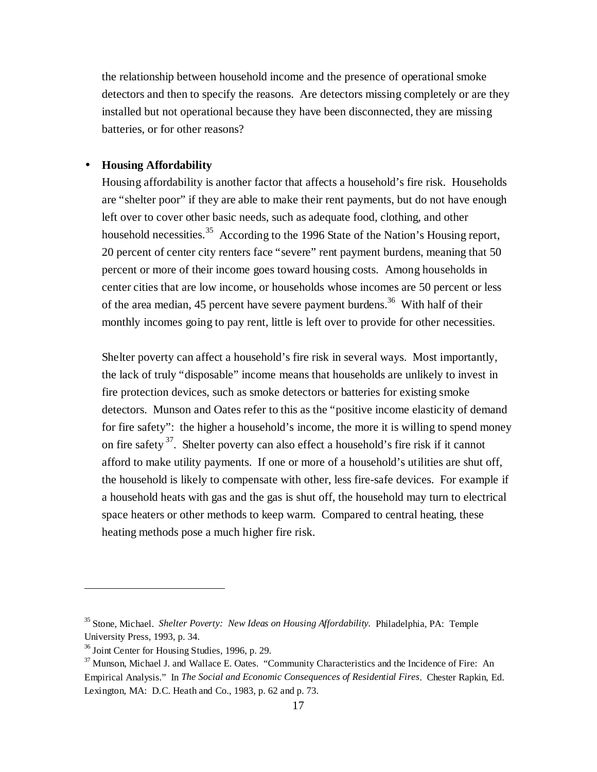the relationship between household income and the presence of operational smoke detectors and then to specify the reasons. Are detectors missing completely or are they installed but not operational because they have been disconnected, they are missing batteries, or for other reasons?

- **Housing Affordability**

  Housing affordability is another factor that affects a household's fire risk. Households are "shelter poor" if they are able to make their rent payments, but do not have enough left over to cover other basic needs, such as adequate food, clothing, and other household necessities.[35] According to the 1996 State of the Nation's Housing report, 20 percent of center city renters face "severe" rent payment burdens, meaning that 50 percent or more of their income goes toward housing costs. Among households in center cities that are low income, or households whose incomes are 50 percent or less of the area median, 45 percent have severe payment burdens.[36] With half of their monthly incomes going to pay rent, little is left over to provide for other necessities.

  Shelter poverty can affect a household's fire risk in several ways. Most importantly, the lack of truly "disposable" income means that households are unlikely to invest in fire protection devices, such as smoke detectors or batteries for existing smoke detectors. Munson and Oates refer to this as the "positive income elasticity of demand for fire safety": the higher a household's income, the more it is willing to spend money on fire safety[37]. Shelter poverty can also effect a household's fire risk if it cannot afford to make utility payments. If one or more of a household's utilities are shut off, the household is likely to compensate with other, less fire-safe devices. For example if a household heats with gas and the gas is shut off, the household may turn to electrical space heaters or other methods to keep warm. Compared to central heating, these heating methods pose a much higher fire risk.

---

[35] Stone, Michael. *Shelter Poverty: New Ideas on Housing Affordability.* Philadelphia, PA: Temple University Press, 1993, p. 34.

[36] Joint Center for Housing Studies, 1996, p. 29.

[37] Munson, Michael J. and Wallace E. Oates. "Community Characteristics and the Incidence of Fire: An Empirical Analysis." In *The Social and Economic Consequences of Residential Fires*. Chester Rapkin, Ed. Lexington, MA: D.C. Heath and Co., 1983, p. 62 and p. 73.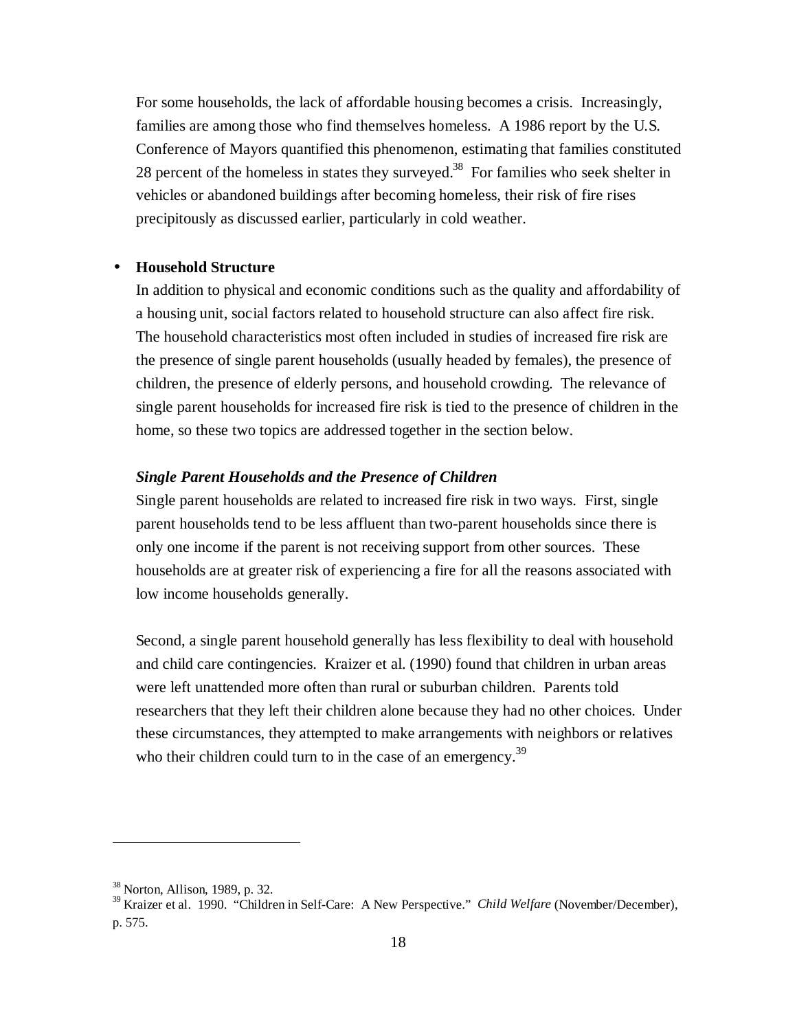For some households, the lack of affordable housing becomes a crisis. Increasingly, families are among those who find themselves homeless. A 1986 report by the U.S. Conference of Mayors quantified this phenomenon, estimating that families constituted 28 percent of the homeless in states they surveyed.[38] For families who seek shelter in vehicles or abandoned buildings after becoming homeless, their risk of fire rises precipitously as discussed earlier, particularly in cold weather.

- **Household Structure**

  In addition to physical and economic conditions such as the quality and affordability of a housing unit, social factors related to household structure can also affect fire risk. The household characteristics most often included in studies of increased fire risk are the presence of single parent households (usually headed by females), the presence of children, the presence of elderly persons, and household crowding. The relevance of single parent households for increased fire risk is tied to the presence of children in the home, so these two topics are addressed together in the section below.

***Single Parent Households and the Presence of Children***

Single parent households are related to increased fire risk in two ways. First, single parent households tend to be less affluent than two-parent households since there is only one income if the parent is not receiving support from other sources. These households are at greater risk of experiencing a fire for all the reasons associated with low income households generally.

Second, a single parent household generally has less flexibility to deal with household and child care contingencies. Kraizer et al. (1990) found that children in urban areas were left unattended more often than rural or suburban children. Parents told researchers that they left their children alone because they had no other choices. Under these circumstances, they attempted to make arrangements with neighbors or relatives who their children could turn to in the case of an emergency.[39]

---

[38] Norton, Allison, 1989, p. 32.

[39] Kraizer et al. 1990. "Children in Self-Care: A New Perspective." *Child Welfare* (November/December), p. 575.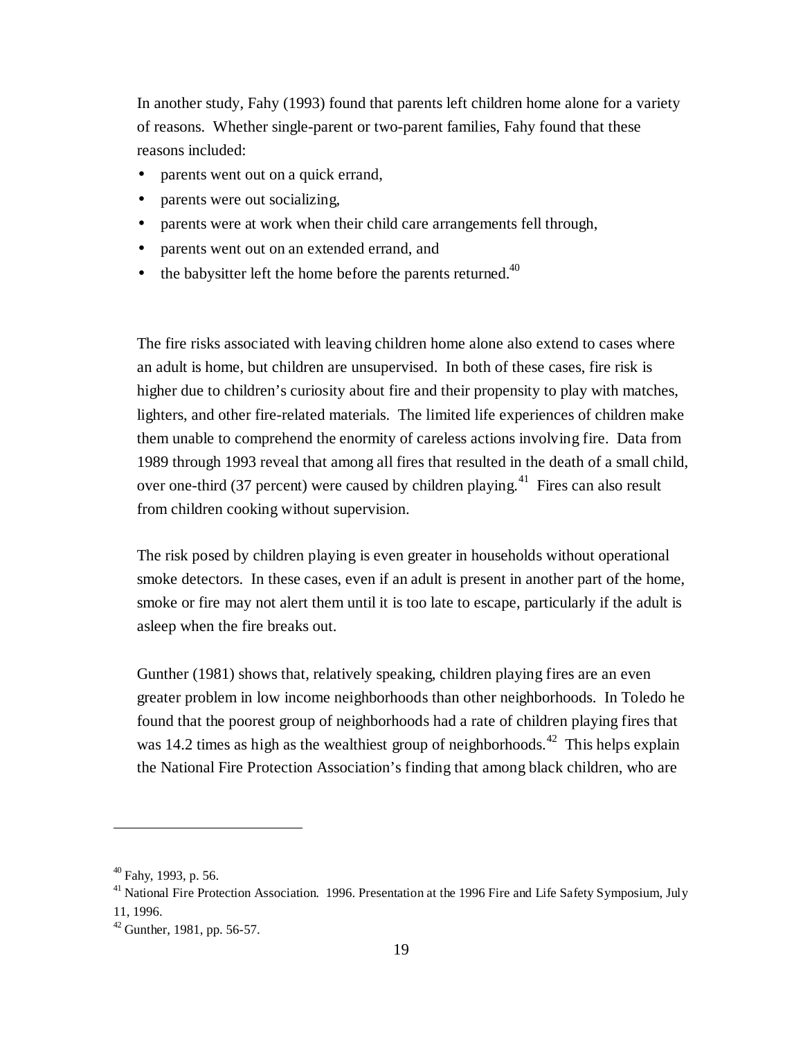In another study, Fahy (1993) found that parents left children home alone for a variety of reasons. Whether single-parent or two-parent families, Fahy found that these reasons included:

- parents went out on a quick errand,
- parents were out socializing,
- parents were at work when their child care arrangements fell through,
- parents went out on an extended errand, and
- the babysitter left the home before the parents returned.[40]

The fire risks associated with leaving children home alone also extend to cases where an adult is home, but children are unsupervised. In both of these cases, fire risk is higher due to children's curiosity about fire and their propensity to play with matches, lighters, and other fire-related materials. The limited life experiences of children make them unable to comprehend the enormity of careless actions involving fire. Data from 1989 through 1993 reveal that among all fires that resulted in the death of a small child, over one-third (37 percent) were caused by children playing.[41] Fires can also result from children cooking without supervision.

The risk posed by children playing is even greater in households without operational smoke detectors. In these cases, even if an adult is present in another part of the home, smoke or fire may not alert them until it is too late to escape, particularly if the adult is asleep when the fire breaks out.

Gunther (1981) shows that, relatively speaking, children playing fires are an even greater problem in low income neighborhoods than other neighborhoods. In Toledo he found that the poorest group of neighborhoods had a rate of children playing fires that was 14.2 times as high as the wealthiest group of neighborhoods.[42] This helps explain the National Fire Protection Association's finding that among black children, who are

---

[40] Fahy, 1993, p. 56.

[41] National Fire Protection Association. 1996. Presentation at the 1996 Fire and Life Safety Symposium, July 11, 1996.

[42] Gunther, 1981, pp. 56-57.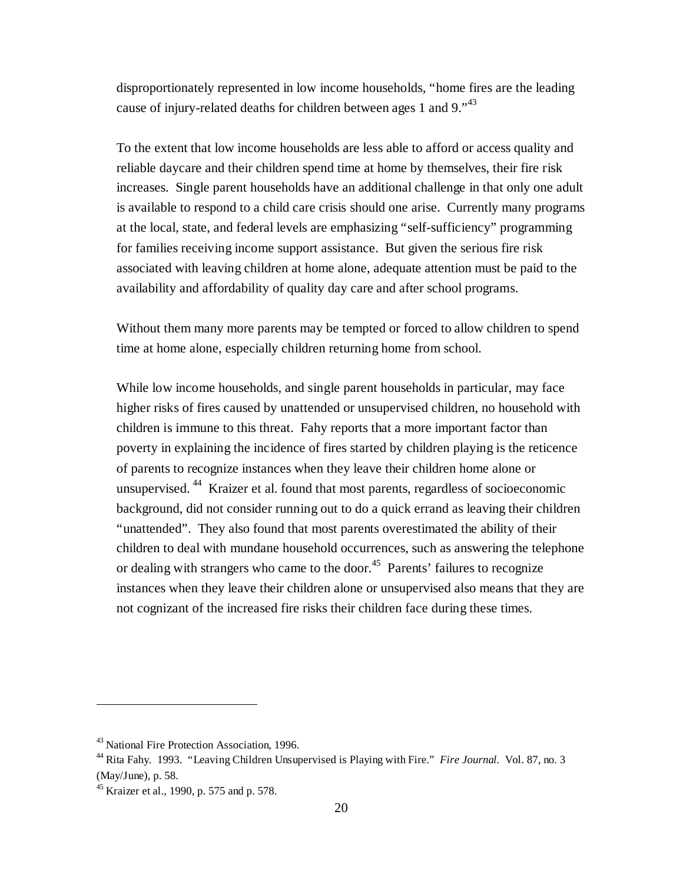disproportionately represented in low income households, "home fires are the leading cause of injury-related deaths for children between ages 1 and 9."[43]

To the extent that low income households are less able to afford or access quality and reliable daycare and their children spend time at home by themselves, their fire risk increases. Single parent households have an additional challenge in that only one adult is available to respond to a child care crisis should one arise. Currently many programs at the local, state, and federal levels are emphasizing "self-sufficiency" programming for families receiving income support assistance. But given the serious fire risk associated with leaving children at home alone, adequate attention must be paid to the availability and affordability of quality day care and after school programs.

Without them many more parents may be tempted or forced to allow children to spend time at home alone, especially children returning home from school.

While low income households, and single parent households in particular, may face higher risks of fires caused by unattended or unsupervised children, no household with children is immune to this threat. Fahy reports that a more important factor than poverty in explaining the incidence of fires started by children playing is the reticence of parents to recognize instances when they leave their children home alone or unsupervised.[44] Kraizer et al. found that most parents, regardless of socioeconomic background, did not consider running out to do a quick errand as leaving their children "unattended". They also found that most parents overestimated the ability of their children to deal with mundane household occurrences, such as answering the telephone or dealing with strangers who came to the door.[45] Parents' failures to recognize instances when they leave their children alone or unsupervised also means that they are not cognizant of the increased fire risks their children face during these times.

---

[43] National Fire Protection Association, 1996.

[44] Rita Fahy. 1993. "Leaving Children Unsupervised is Playing with Fire." *Fire Journal*. Vol. 87, no. 3 (May/June), p. 58.

[45] Kraizer et al., 1990, p. 575 and p. 578.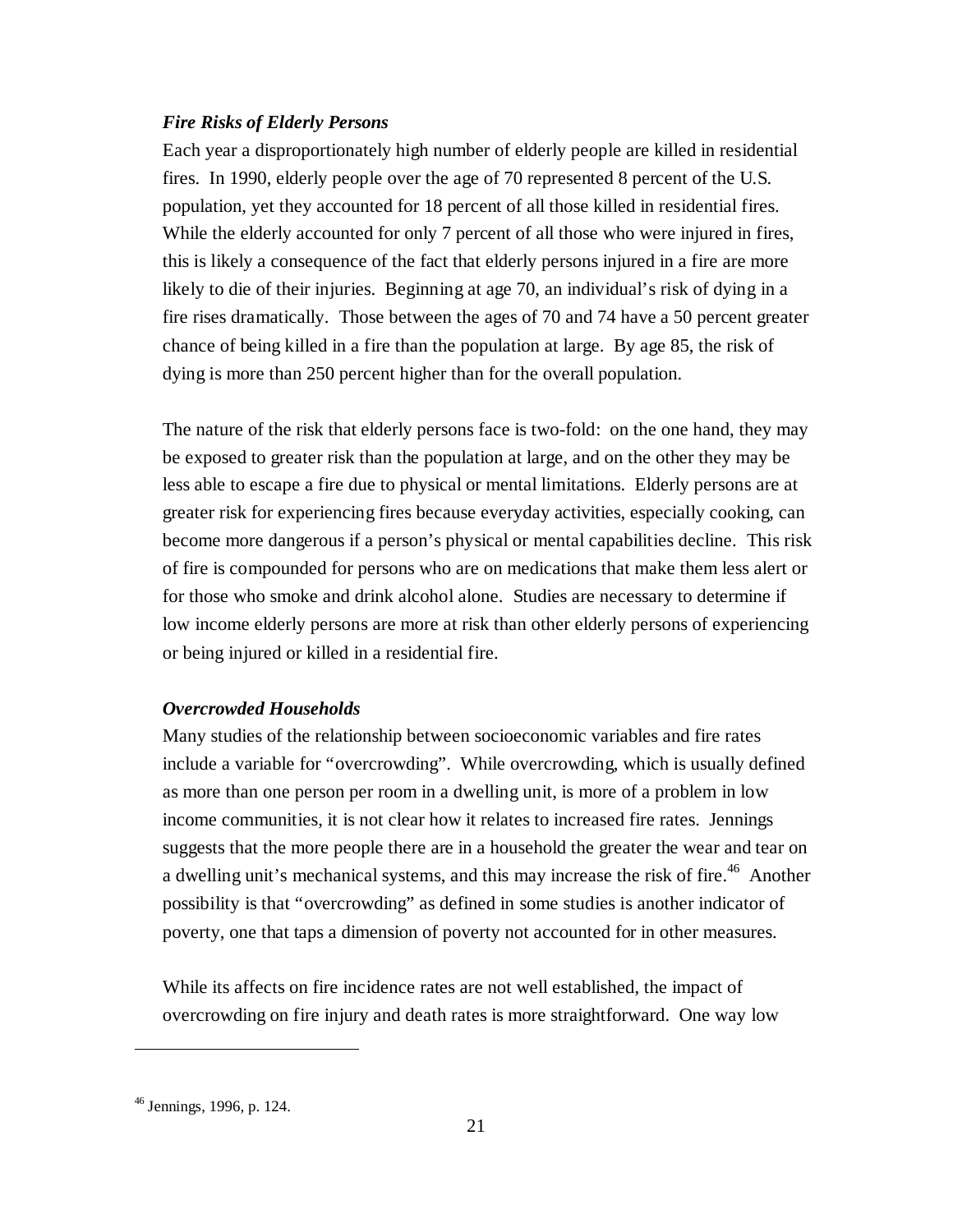### *Fire Risks of Elderly Persons*

Each year a disproportionately high number of elderly people are killed in residential fires. In 1990, elderly people over the age of 70 represented 8 percent of the U.S. population, yet they accounted for 18 percent of all those killed in residential fires. While the elderly accounted for only 7 percent of all those who were injured in fires, this is likely a consequence of the fact that elderly persons injured in a fire are more likely to die of their injuries. Beginning at age 70, an individual's risk of dying in a fire rises dramatically. Those between the ages of 70 and 74 have a 50 percent greater chance of being killed in a fire than the population at large. By age 85, the risk of dying is more than 250 percent higher than for the overall population.

The nature of the risk that elderly persons face is two-fold: on the one hand, they may be exposed to greater risk than the population at large, and on the other they may be less able to escape a fire due to physical or mental limitations. Elderly persons are at greater risk for experiencing fires because everyday activities, especially cooking, can become more dangerous if a person's physical or mental capabilities decline. This risk of fire is compounded for persons who are on medications that make them less alert or for those who smoke and drink alcohol alone. Studies are necessary to determine if low income elderly persons are more at risk than other elderly persons of experiencing or being injured or killed in a residential fire.

### *Overcrowded Households*

Many studies of the relationship between socioeconomic variables and fire rates include a variable for "overcrowding". While overcrowding, which is usually defined as more than one person per room in a dwelling unit, is more of a problem in low income communities, it is not clear how it relates to increased fire rates. Jennings suggests that the more people there are in a household the greater the wear and tear on a dwelling unit's mechanical systems, and this may increase the risk of fire.[46] Another possibility is that "overcrowding" as defined in some studies is another indicator of poverty, one that taps a dimension of poverty not accounted for in other measures.

While its affects on fire incidence rates are not well established, the impact of overcrowding on fire injury and death rates is more straightforward. One way low

---

[46] Jennings, 1996, p. 124.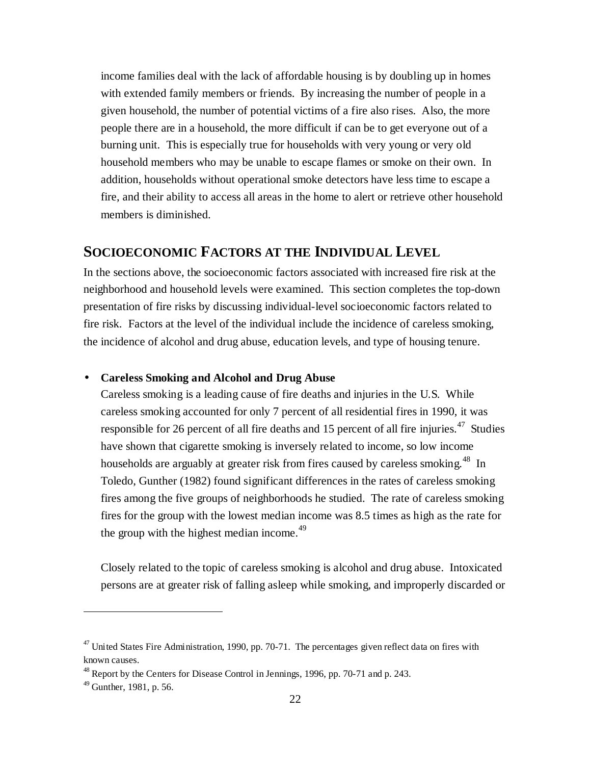income families deal with the lack of affordable housing is by doubling up in homes with extended family members or friends. By increasing the number of people in a given household, the number of potential victims of a fire also rises. Also, the more people there are in a household, the more difficult if can be to get everyone out of a burning unit. This is especially true for households with very young or very old household members who may be unable to escape flames or smoke on their own. In addition, households without operational smoke detectors have less time to escape a fire, and their ability to access all areas in the home to alert or retrieve other household members is diminished.

## SOCIOECONOMIC FACTORS AT THE INDIVIDUAL LEVEL

In the sections above, the socioeconomic factors associated with increased fire risk at the neighborhood and household levels were examined. This section completes the top-down presentation of fire risks by discussing individual-level socioeconomic factors related to fire risk. Factors at the level of the individual include the incidence of careless smoking, the incidence of alcohol and drug abuse, education levels, and type of housing tenure.

- **Careless Smoking and Alcohol and Drug Abuse**

  Careless smoking is a leading cause of fire deaths and injuries in the U.S. While careless smoking accounted for only 7 percent of all residential fires in 1990, it was responsible for 26 percent of all fire deaths and 15 percent of all fire injuries.[47] Studies have shown that cigarette smoking is inversely related to income, so low income households are arguably at greater risk from fires caused by careless smoking.[48] In Toledo, Gunther (1982) found significant differences in the rates of careless smoking fires among the five groups of neighborhoods he studied. The rate of careless smoking fires for the group with the lowest median income was 8.5 times as high as the rate for the group with the highest median income.[49]

  Closely related to the topic of careless smoking is alcohol and drug abuse. Intoxicated persons are at greater risk of falling asleep while smoking, and improperly discarded or

---

[47] United States Fire Administration, 1990, pp. 70-71. The percentages given reflect data on fires with known causes.

[48] Report by the Centers for Disease Control in Jennings, 1996, pp. 70-71 and p. 243.

[49] Gunther, 1981, p. 56.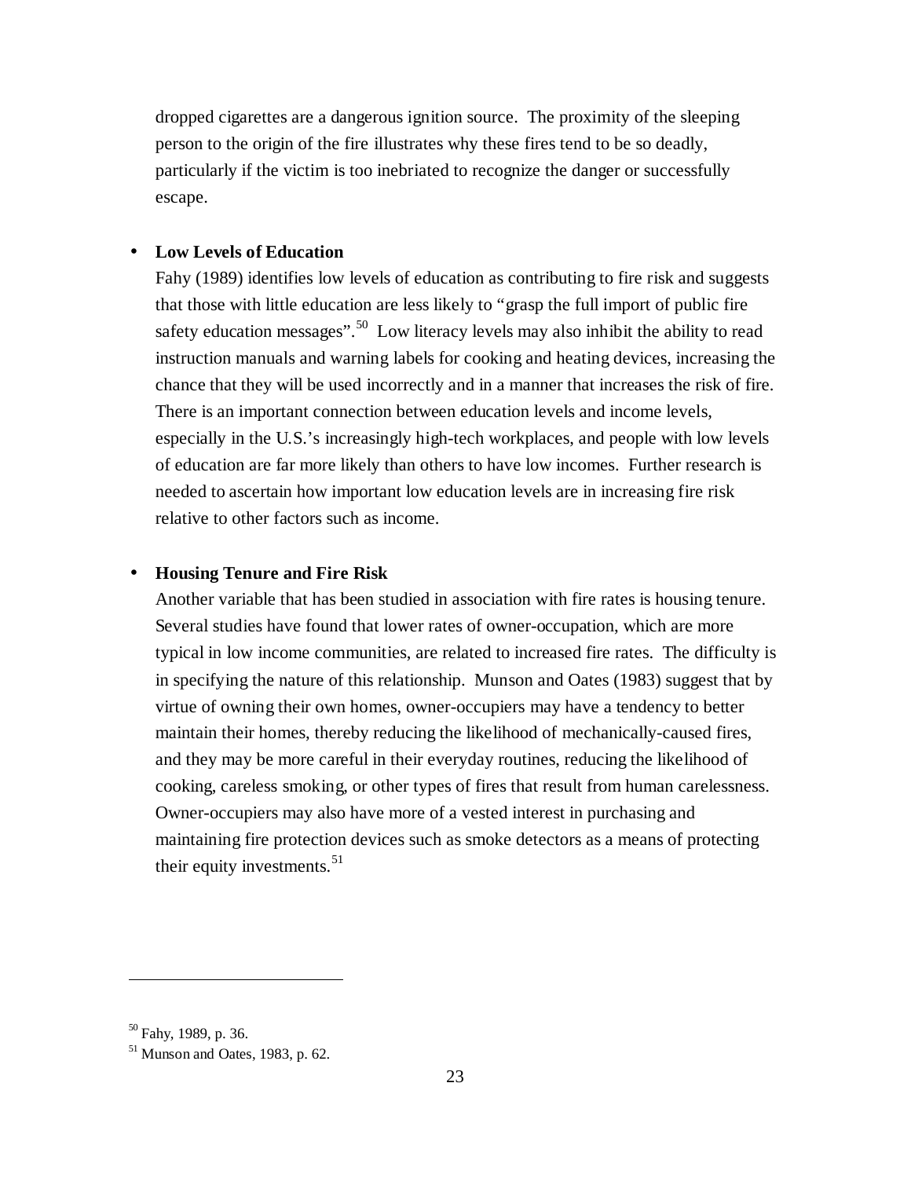dropped cigarettes are a dangerous ignition source. The proximity of the sleeping person to the origin of the fire illustrates why these fires tend to be so deadly, particularly if the victim is too inebriated to recognize the danger or successfully escape.

- **Low Levels of Education**

  Fahy (1989) identifies low levels of education as contributing to fire risk and suggests that those with little education are less likely to "grasp the full import of public fire safety education messages".[50] Low literacy levels may also inhibit the ability to read instruction manuals and warning labels for cooking and heating devices, increasing the chance that they will be used incorrectly and in a manner that increases the risk of fire. There is an important connection between education levels and income levels, especially in the U.S.'s increasingly high-tech workplaces, and people with low levels of education are far more likely than others to have low incomes. Further research is needed to ascertain how important low education levels are in increasing fire risk relative to other factors such as income.

- **Housing Tenure and Fire Risk**

  Another variable that has been studied in association with fire rates is housing tenure. Several studies have found that lower rates of owner-occupation, which are more typical in low income communities, are related to increased fire rates. The difficulty is in specifying the nature of this relationship. Munson and Oates (1983) suggest that by virtue of owning their own homes, owner-occupiers may have a tendency to better maintain their homes, thereby reducing the likelihood of mechanically-caused fires, and they may be more careful in their everyday routines, reducing the likelihood of cooking, careless smoking, or other types of fires that result from human carelessness. Owner-occupiers may also have more of a vested interest in purchasing and maintaining fire protection devices such as smoke detectors as a means of protecting their equity investments.[51]

---

[50] Fahy, 1989, p. 36.

[51] Munson and Oates, 1983, p. 62.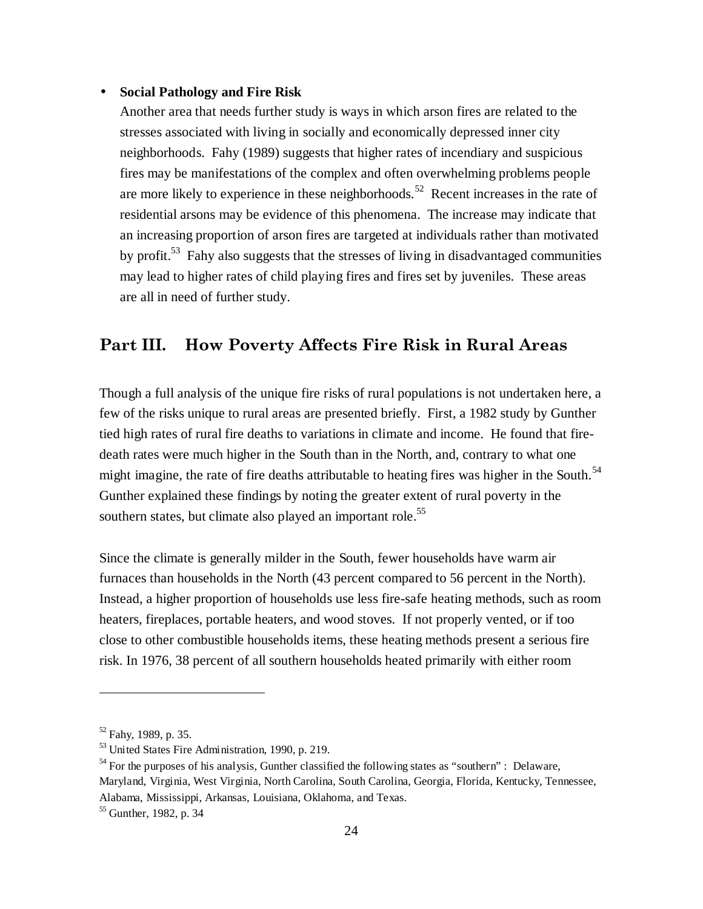- **Social Pathology and Fire Risk**

  Another area that needs further study is ways in which arson fires are related to the stresses associated with living in socially and economically depressed inner city neighborhoods. Fahy (1989) suggests that higher rates of incendiary and suspicious fires may be manifestations of the complex and often overwhelming problems people are more likely to experience in these neighborhoods.[52] Recent increases in the rate of residential arsons may be evidence of this phenomena. The increase may indicate that an increasing proportion of arson fires are targeted at individuals rather than motivated by profit.[53] Fahy also suggests that the stresses of living in disadvantaged communities may lead to higher rates of child playing fires and fires set by juveniles. These areas are all in need of further study.

## Part III. How Poverty Affects Fire Risk in Rural Areas

Though a full analysis of the unique fire risks of rural populations is not undertaken here, a few of the risks unique to rural areas are presented briefly. First, a 1982 study by Gunther tied high rates of rural fire deaths to variations in climate and income. He found that fire-death rates were much higher in the South than in the North, and, contrary to what one might imagine, the rate of fire deaths attributable to heating fires was higher in the South.[54] Gunther explained these findings by noting the greater extent of rural poverty in the southern states, but climate also played an important role.[55]

Since the climate is generally milder in the South, fewer households have warm air furnaces than households in the North (43 percent compared to 56 percent in the North). Instead, a higher proportion of households use less fire-safe heating methods, such as room heaters, fireplaces, portable heaters, and wood stoves. If not properly vented, or if too close to other combustible households items, these heating methods present a serious fire risk. In 1976, 38 percent of all southern households heated primarily with either room

---

[52] Fahy, 1989, p. 35.

[53] United States Fire Administration, 1990, p. 219.

[54] For the purposes of his analysis, Gunther classified the following states as "southern" : Delaware, Maryland, Virginia, West Virginia, North Carolina, South Carolina, Georgia, Florida, Kentucky, Tennessee, Alabama, Mississippi, Arkansas, Louisiana, Oklahoma, and Texas.

[55] Gunther, 1982, p. 34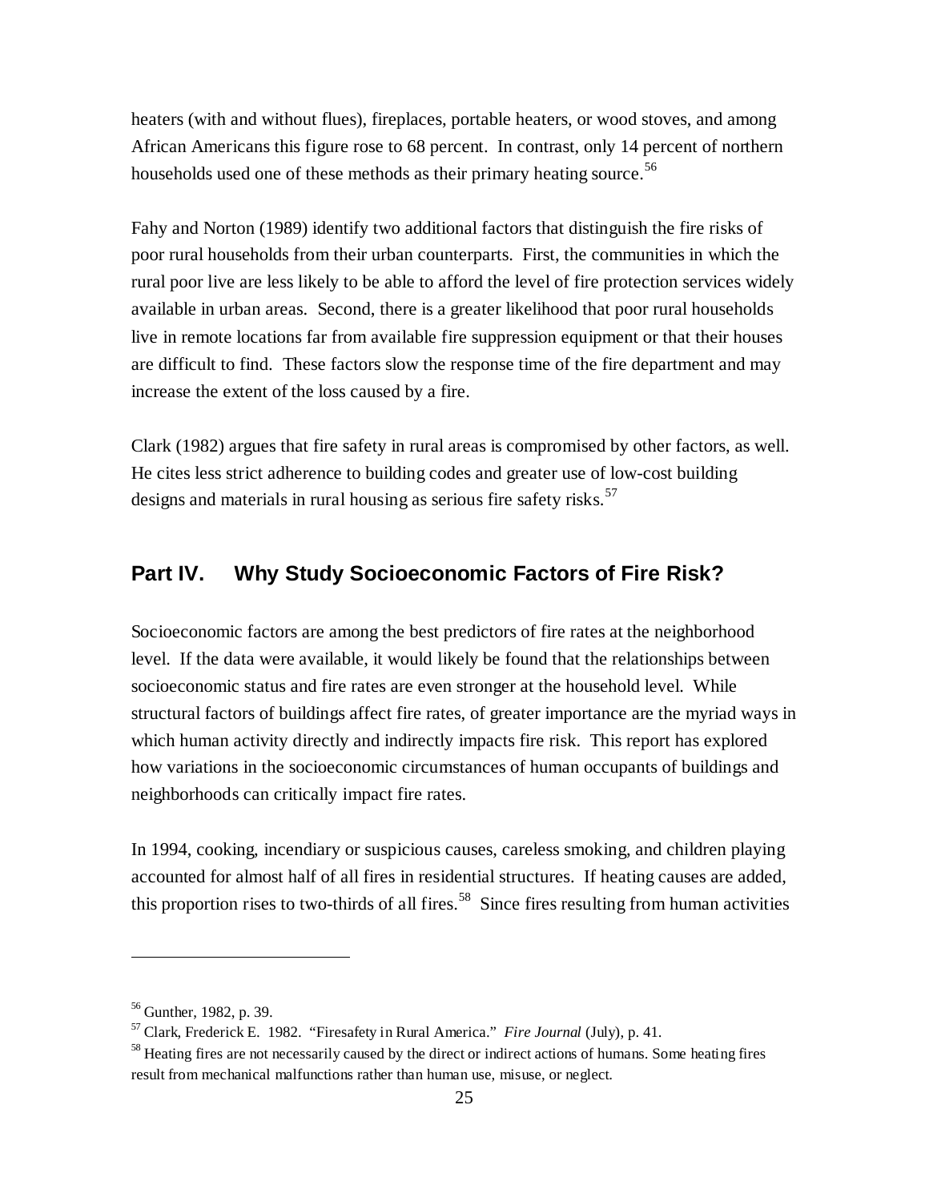heaters (with and without flues), fireplaces, portable heaters, or wood stoves, and among African Americans this figure rose to 68 percent. In contrast, only 14 percent of northern households used one of these methods as their primary heating source.[56]

Fahy and Norton (1989) identify two additional factors that distinguish the fire risks of poor rural households from their urban counterparts. First, the communities in which the rural poor live are less likely to be able to afford the level of fire protection services widely available in urban areas. Second, there is a greater likelihood that poor rural households live in remote locations far from available fire suppression equipment or that their houses are difficult to find. These factors slow the response time of the fire department and may increase the extent of the loss caused by a fire.

Clark (1982) argues that fire safety in rural areas is compromised by other factors, as well. He cites less strict adherence to building codes and greater use of low-cost building designs and materials in rural housing as serious fire safety risks.[57]

## Part IV. Why Study Socioeconomic Factors of Fire Risk?

Socioeconomic factors are among the best predictors of fire rates at the neighborhood level. If the data were available, it would likely be found that the relationships between socioeconomic status and fire rates are even stronger at the household level. While structural factors of buildings affect fire rates, of greater importance are the myriad ways in which human activity directly and indirectly impacts fire risk. This report has explored how variations in the socioeconomic circumstances of human occupants of buildings and neighborhoods can critically impact fire rates.

In 1994, cooking, incendiary or suspicious causes, careless smoking, and children playing accounted for almost half of all fires in residential structures. If heating causes are added, this proportion rises to two-thirds of all fires.[58] Since fires resulting from human activities

---

[56] Gunther, 1982, p. 39.

[57] Clark, Frederick E. 1982. "Firesafety in Rural America." *Fire Journal* (July), p. 41.

[58] Heating fires are not necessarily caused by the direct or indirect actions of humans. Some heating fires result from mechanical malfunctions rather than human use, misuse, or neglect.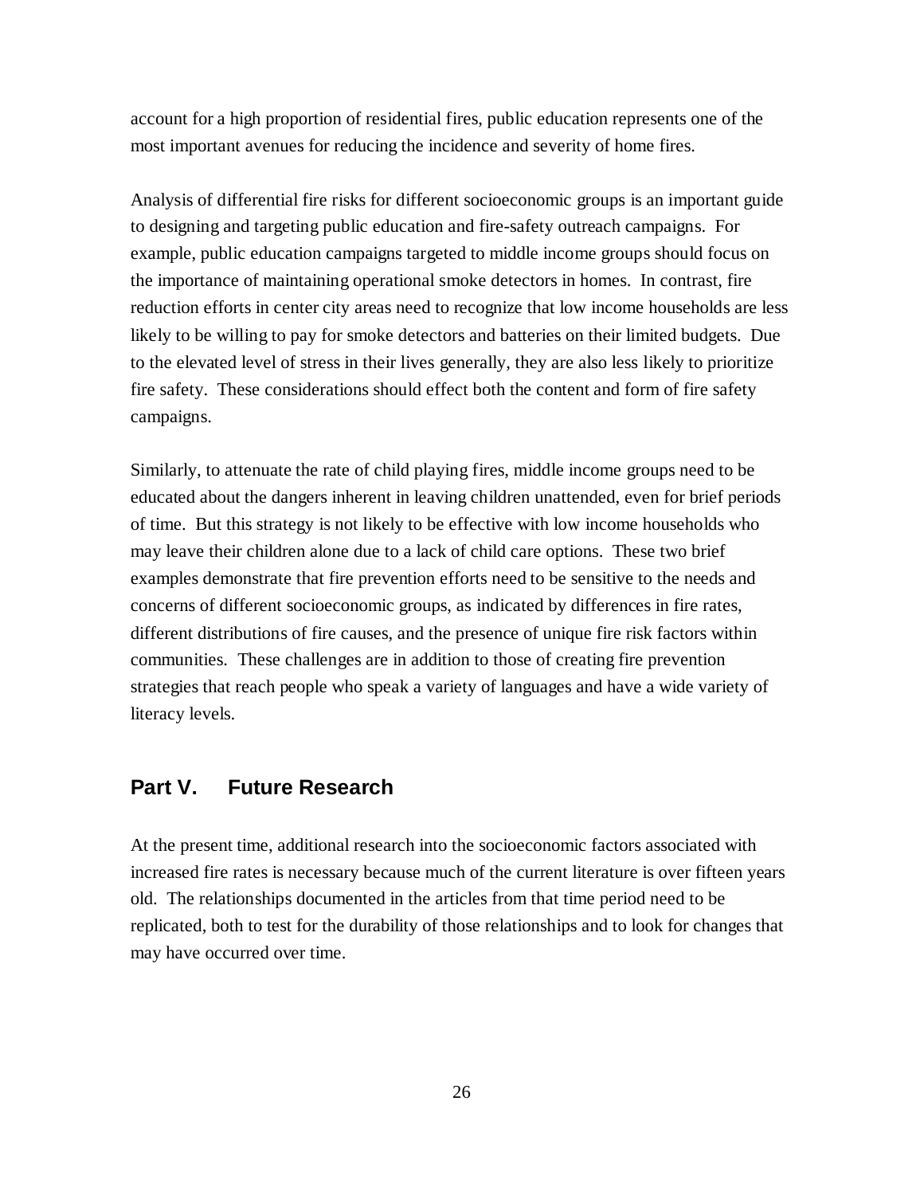account for a high proportion of residential fires, public education represents one of the most important avenues for reducing the incidence and severity of home fires.

Analysis of differential fire risks for different socioeconomic groups is an important guide to designing and targeting public education and fire-safety outreach campaigns. For example, public education campaigns targeted to middle income groups should focus on the importance of maintaining operational smoke detectors in homes. In contrast, fire reduction efforts in center city areas need to recognize that low income households are less likely to be willing to pay for smoke detectors and batteries on their limited budgets. Due to the elevated level of stress in their lives generally, they are also less likely to prioritize fire safety. These considerations should effect both the content and form of fire safety campaigns.

Similarly, to attenuate the rate of child playing fires, middle income groups need to be educated about the dangers inherent in leaving children unattended, even for brief periods of time. But this strategy is not likely to be effective with low income households who may leave their children alone due to a lack of child care options. These two brief examples demonstrate that fire prevention efforts need to be sensitive to the needs and concerns of different socioeconomic groups, as indicated by differences in fire rates, different distributions of fire causes, and the presence of unique fire risk factors within communities. These challenges are in addition to those of creating fire prevention strategies that reach people who speak a variety of languages and have a wide variety of literacy levels.

## Part V. Future Research

At the present time, additional research into the socioeconomic factors associated with increased fire rates is necessary because much of the current literature is over fifteen years old. The relationships documented in the articles from that time period need to be replicated, both to test for the durability of those relationships and to look for changes that may have occurred over time.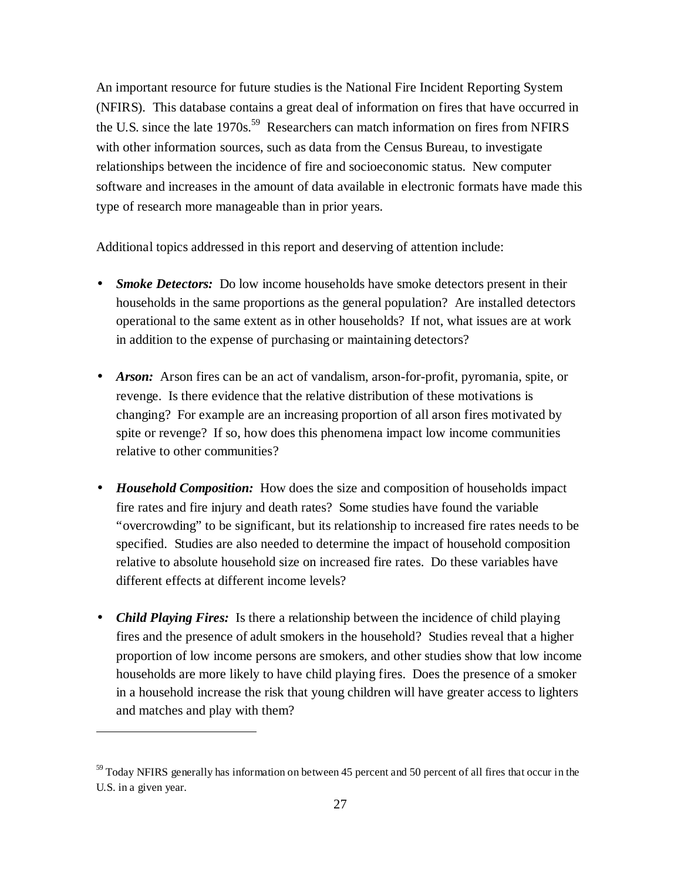An important resource for future studies is the National Fire Incident Reporting System (NFIRS). This database contains a great deal of information on fires that have occurred in the U.S. since the late 1970s.[59] Researchers can match information on fires from NFIRS with other information sources, such as data from the Census Bureau, to investigate relationships between the incidence of fire and socioeconomic status. New computer software and increases in the amount of data available in electronic formats have made this type of research more manageable than in prior years.

Additional topics addressed in this report and deserving of attention include:

- ***Smoke Detectors:*** Do low income households have smoke detectors present in their households in the same proportions as the general population? Are installed detectors operational to the same extent as in other households? If not, what issues are at work in addition to the expense of purchasing or maintaining detectors?

- ***Arson:*** Arson fires can be an act of vandalism, arson-for-profit, pyromania, spite, or revenge. Is there evidence that the relative distribution of these motivations is changing? For example are an increasing proportion of all arson fires motivated by spite or revenge? If so, how does this phenomena impact low income communities relative to other communities?

- ***Household Composition:*** How does the size and composition of households impact fire rates and fire injury and death rates? Some studies have found the variable "overcrowding" to be significant, but its relationship to increased fire rates needs to be specified. Studies are also needed to determine the impact of household composition relative to absolute household size on increased fire rates. Do these variables have different effects at different income levels?

- ***Child Playing Fires:*** Is there a relationship between the incidence of child playing fires and the presence of adult smokers in the household? Studies reveal that a higher proportion of low income persons are smokers, and other studies show that low income households are more likely to have child playing fires. Does the presence of a smoker in a household increase the risk that young children will have greater access to lighters and matches and play with them?

---

[59] Today NFIRS generally has information on between 45 percent and 50 percent of all fires that occur in the U.S. in a given year.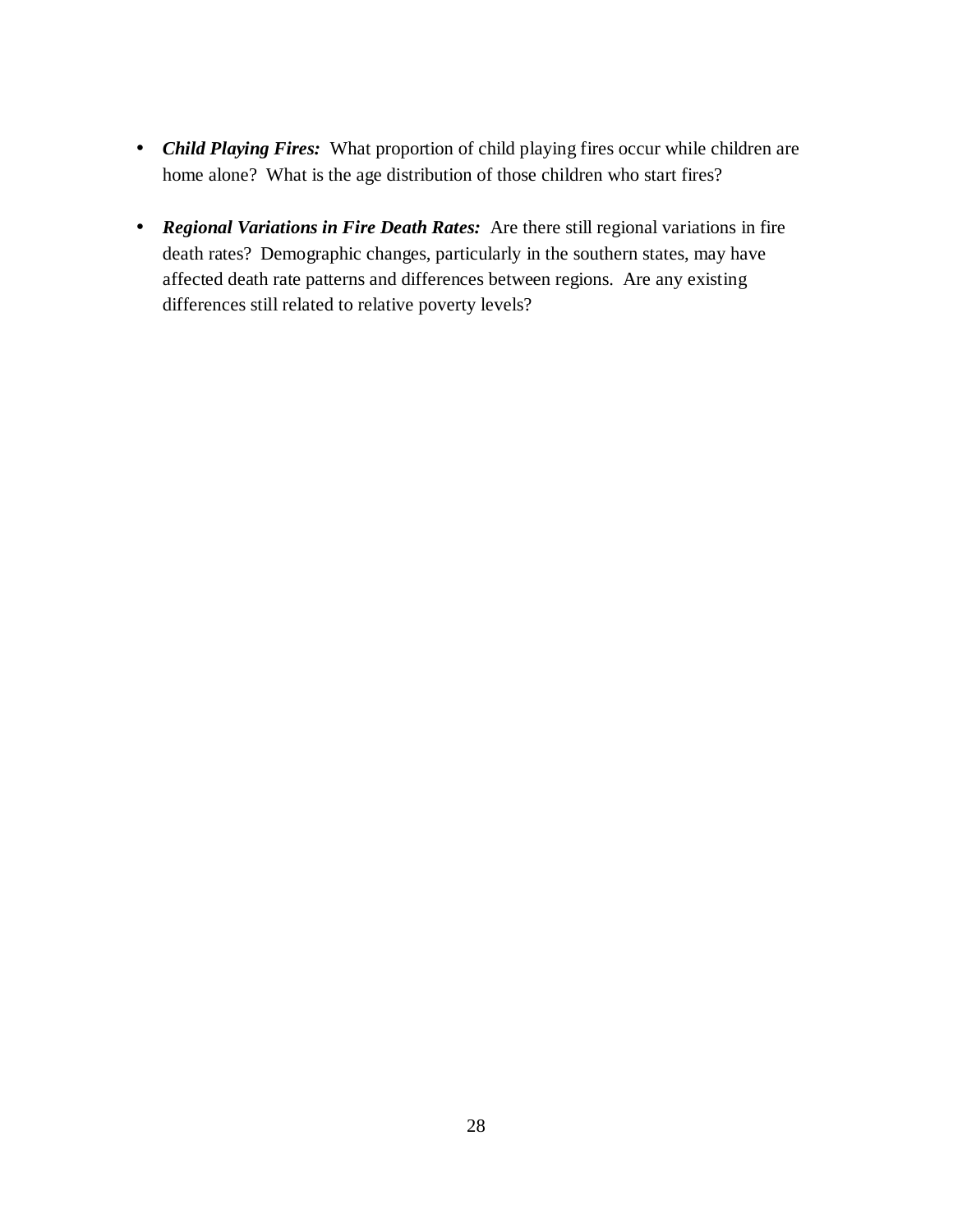- ***Child Playing Fires:*** What proportion of child playing fires occur while children are home alone? What is the age distribution of those children who start fires?

- ***Regional Variations in Fire Death Rates:*** Are there still regional variations in fire death rates? Demographic changes, particularly in the southern states, may have affected death rate patterns and differences between regions. Are any existing differences still related to relative poverty levels?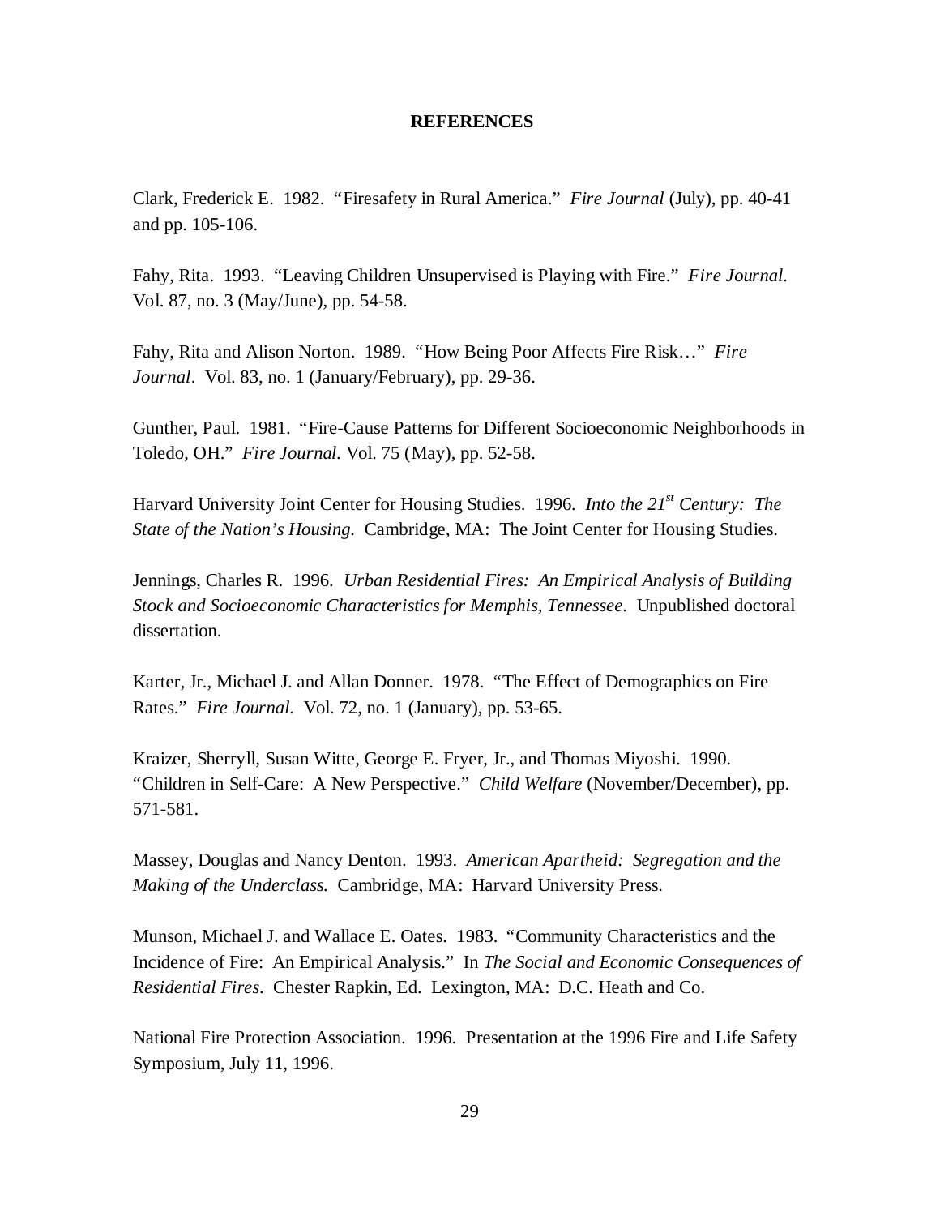# REFERENCES

Clark, Frederick E. 1982. "Firesafety in Rural America." *Fire Journal* (July), pp. 40-41 and pp. 105-106.

Fahy, Rita. 1993. "Leaving Children Unsupervised is Playing with Fire." *Fire Journal*. Vol. 87, no. 3 (May/June), pp. 54-58.

Fahy, Rita and Alison Norton. 1989. "How Being Poor Affects Fire Risk…" *Fire Journal*. Vol. 83, no. 1 (January/February), pp. 29-36.

Gunther, Paul. 1981. "Fire-Cause Patterns for Different Socioeconomic Neighborhoods in Toledo, OH." *Fire Journal.* Vol. 75 (May), pp. 52-58.

Harvard University Joint Center for Housing Studies. 1996. *Into the 21st Century: The State of the Nation's Housing.* Cambridge, MA: The Joint Center for Housing Studies.

Jennings, Charles R. 1996. *Urban Residential Fires: An Empirical Analysis of Building Stock and Socioeconomic Characteristics for Memphis, Tennessee.* Unpublished doctoral dissertation.

Karter, Jr., Michael J. and Allan Donner. 1978. "The Effect of Demographics on Fire Rates." *Fire Journal.* Vol. 72, no. 1 (January), pp. 53-65.

Kraizer, Sherryll, Susan Witte, George E. Fryer, Jr., and Thomas Miyoshi. 1990. "Children in Self-Care: A New Perspective." *Child Welfare* (November/December), pp. 571-581.

Massey, Douglas and Nancy Denton. 1993. *American Apartheid: Segregation and the Making of the Underclass.* Cambridge, MA: Harvard University Press.

Munson, Michael J. and Wallace E. Oates. 1983. "Community Characteristics and the Incidence of Fire: An Empirical Analysis." In *The Social and Economic Consequences of Residential Fires*. Chester Rapkin, Ed. Lexington, MA: D.C. Heath and Co.

National Fire Protection Association. 1996. Presentation at the 1996 Fire and Life Safety Symposium, July 11, 1996.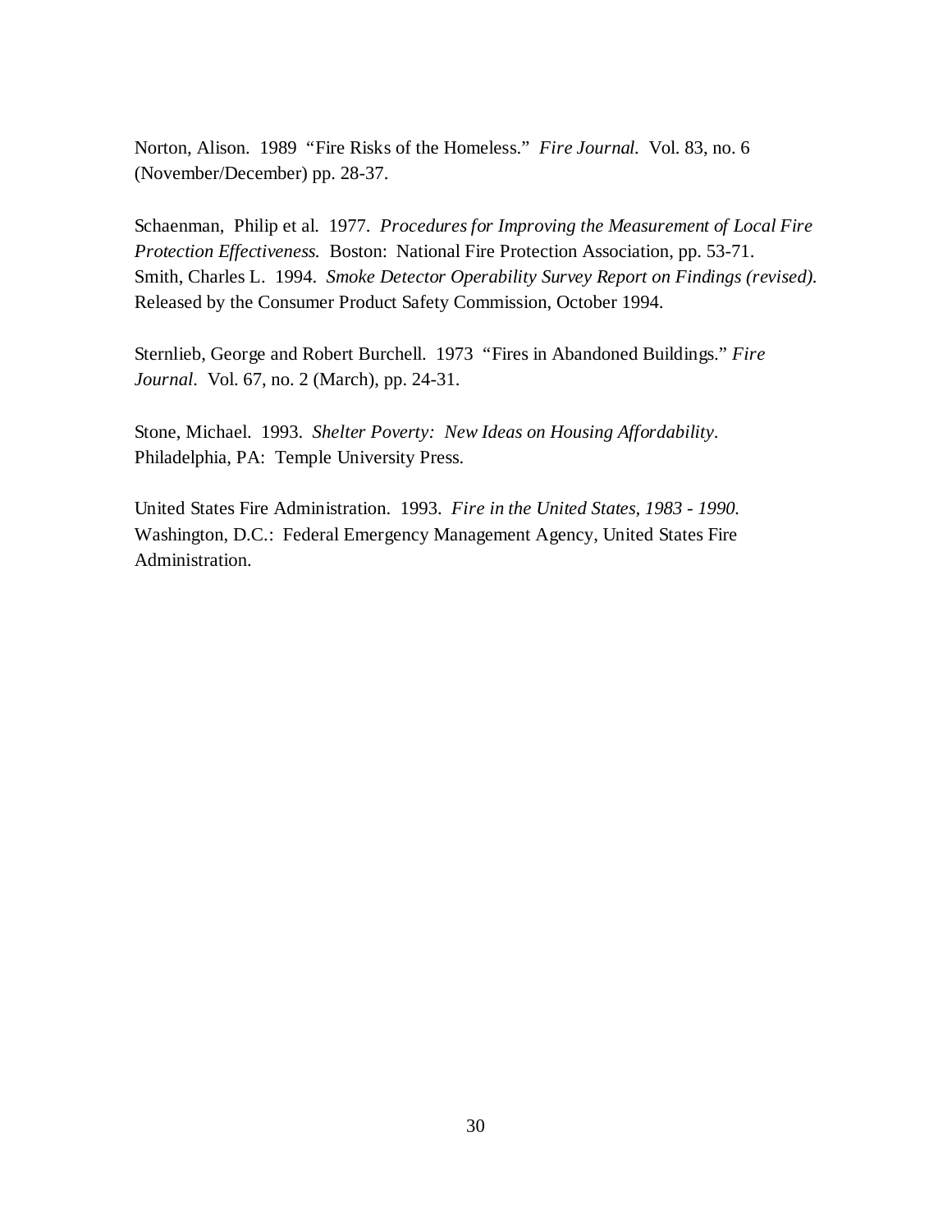Norton, Alison. 1989 "Fire Risks of the Homeless." *Fire Journal.* Vol. 83, no. 6 (November/December) pp. 28-37.

Schaenman, Philip et al. 1977. *Procedures for Improving the Measurement of Local Fire Protection Effectiveness.* Boston: National Fire Protection Association, pp. 53-71.
Smith, Charles L. 1994. *Smoke Detector Operability Survey Report on Findings (revised).* Released by the Consumer Product Safety Commission, October 1994.

Sternlieb, George and Robert Burchell. 1973 "Fires in Abandoned Buildings." *Fire Journal*. Vol. 67, no. 2 (March), pp. 24-31.

Stone, Michael. 1993. *Shelter Poverty: New Ideas on Housing Affordability*. Philadelphia, PA: Temple University Press.

United States Fire Administration. 1993. *Fire in the United States, 1983 - 1990.* Washington, D.C.: Federal Emergency Management Agency, United States Fire Administration.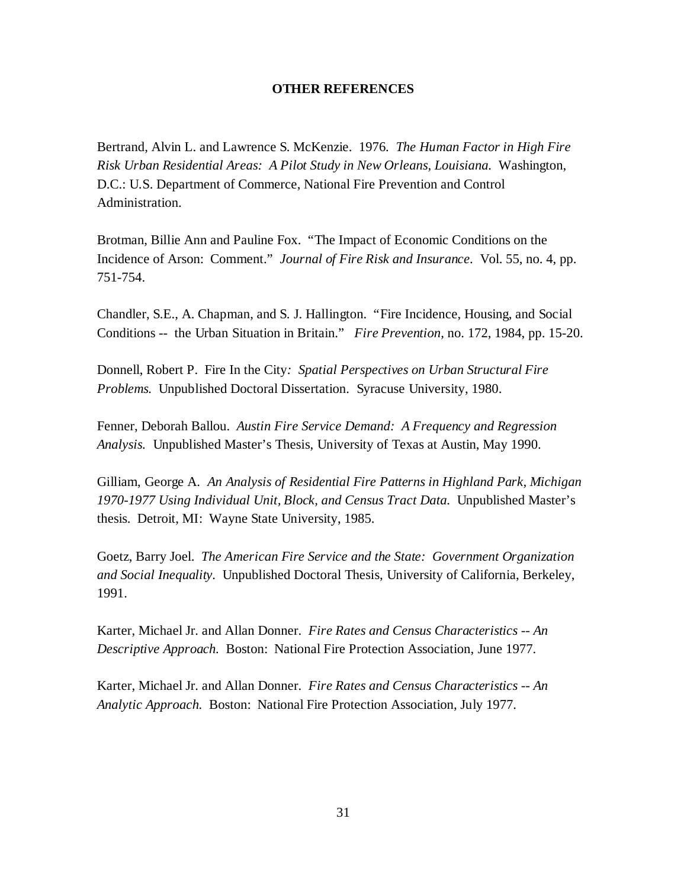## OTHER REFERENCES

Bertrand, Alvin L. and Lawrence S. McKenzie. 1976. *The Human Factor in High Fire Risk Urban Residential Areas: A Pilot Study in New Orleans, Louisiana.* Washington, D.C.: U.S. Department of Commerce, National Fire Prevention and Control Administration.

Brotman, Billie Ann and Pauline Fox. "The Impact of Economic Conditions on the Incidence of Arson: Comment." *Journal of Fire Risk and Insurance*. Vol. 55, no. 4, pp. 751-754.

Chandler, S.E., A. Chapman, and S. J. Hallington. "Fire Incidence, Housing, and Social Conditions -- the Urban Situation in Britain." *Fire Prevention,* no. 172, 1984, pp. 15-20.

Donnell, Robert P. Fire In the City*: Spatial Perspectives on Urban Structural Fire Problems.* Unpublished Doctoral Dissertation. Syracuse University, 1980.

Fenner, Deborah Ballou. *Austin Fire Service Demand: A Frequency and Regression Analysis.* Unpublished Master's Thesis, University of Texas at Austin, May 1990.

Gilliam, George A. *An Analysis of Residential Fire Patterns in Highland Park, Michigan 1970-1977 Using Individual Unit, Block, and Census Tract Data.* Unpublished Master's thesis. Detroit, MI: Wayne State University, 1985.

Goetz, Barry Joel. *The American Fire Service and the State: Government Organization and Social Inequality*. Unpublished Doctoral Thesis, University of California, Berkeley, 1991.

Karter, Michael Jr. and Allan Donner. *Fire Rates and Census Characteristics -- An Descriptive Approach.* Boston: National Fire Protection Association, June 1977.

Karter, Michael Jr. and Allan Donner. *Fire Rates and Census Characteristics -- An Analytic Approach.* Boston: National Fire Protection Association, July 1977.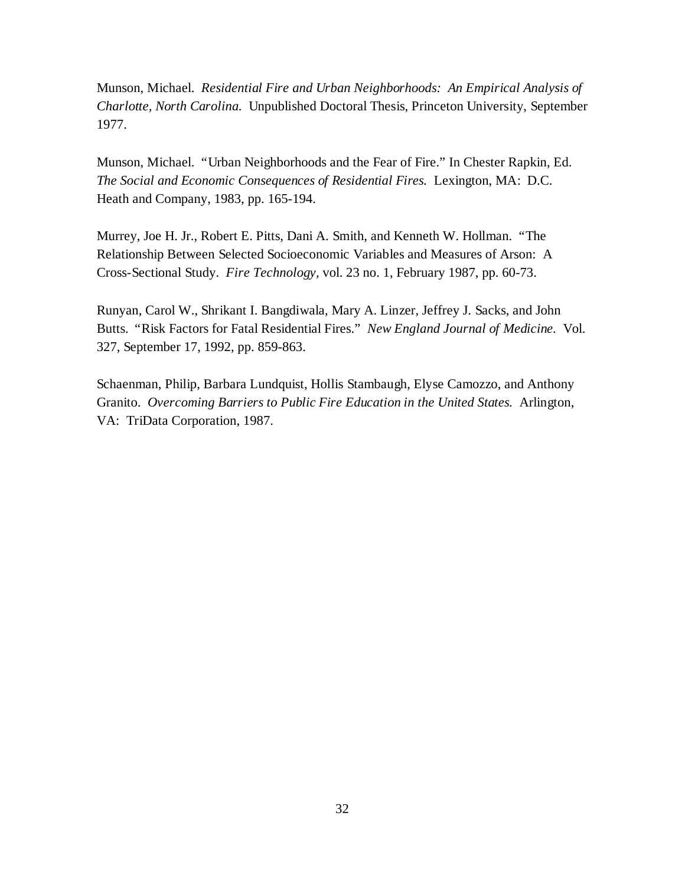Munson, Michael. *Residential Fire and Urban Neighborhoods: An Empirical Analysis of Charlotte, North Carolina.* Unpublished Doctoral Thesis, Princeton University, September 1977.

Munson, Michael. "Urban Neighborhoods and the Fear of Fire." In Chester Rapkin, Ed. *The Social and Economic Consequences of Residential Fires.* Lexington, MA: D.C. Heath and Company, 1983, pp. 165-194.

Murrey, Joe H. Jr., Robert E. Pitts, Dani A. Smith, and Kenneth W. Hollman. "The Relationship Between Selected Socioeconomic Variables and Measures of Arson: A Cross-Sectional Study. *Fire Technology,* vol. 23 no. 1, February 1987, pp. 60-73.

Runyan, Carol W., Shrikant I. Bangdiwala, Mary A. Linzer, Jeffrey J. Sacks, and John Butts. "Risk Factors for Fatal Residential Fires." *New England Journal of Medicine.* Vol. 327, September 17, 1992, pp. 859-863.

Schaenman, Philip, Barbara Lundquist, Hollis Stambaugh, Elyse Camozzo, and Anthony Granito. *Overcoming Barriers to Public Fire Education in the United States.* Arlington, VA: TriData Corporation, 1987.